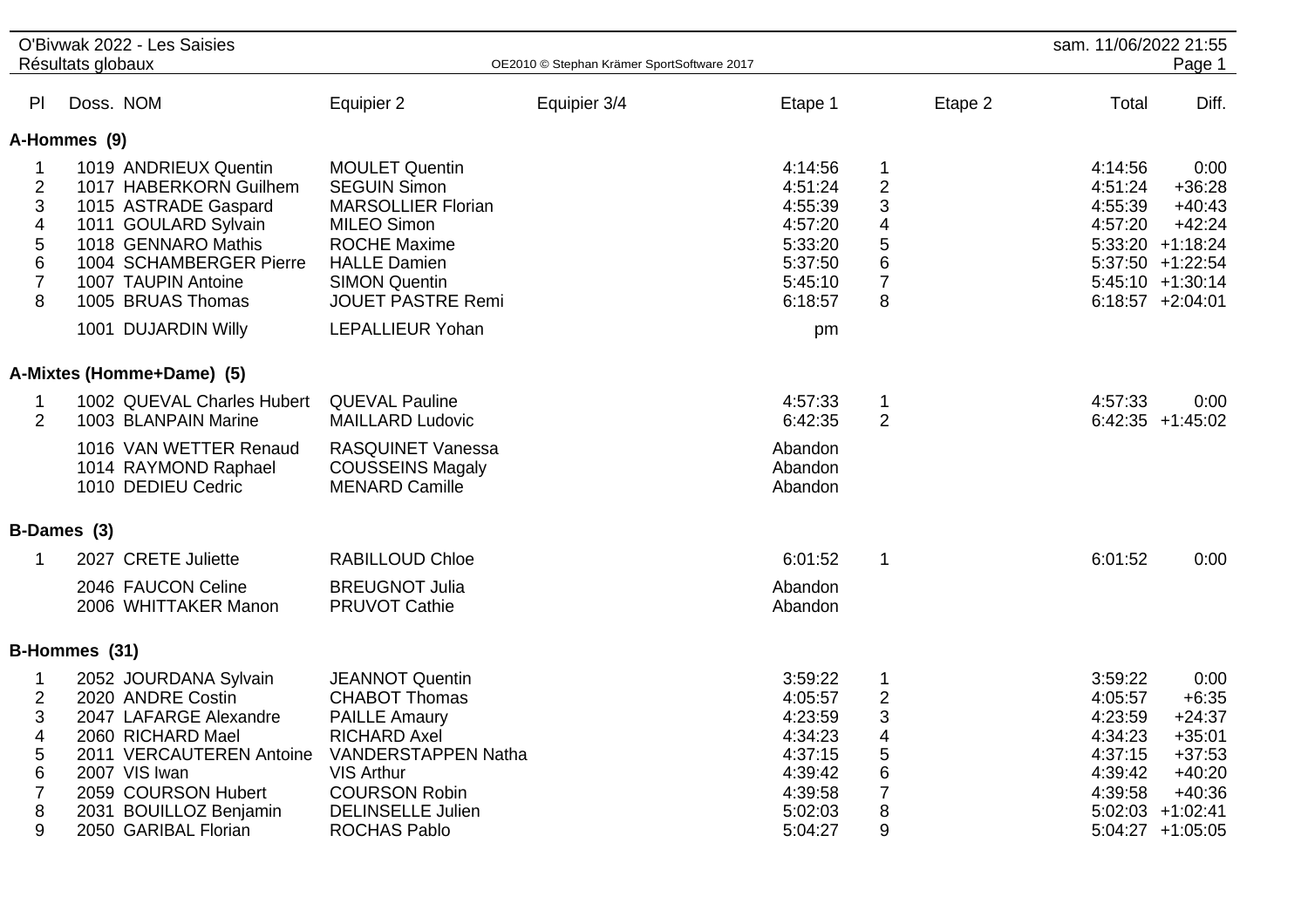# O'Bivwak 2022 - Les Saisies

## Résultats globaux

OE2010 © Stephan Krämer SportSoftware 2017

sam. 11/06/2022 21:55

### A-Hommes (9)

| Pl | Doss. | NOM | Equipier 2 | Equipier 3/4 | Etape 1 | | Etape 2 | Total | Diff. |
|---|---|---|---|---|---|---|---|---|---|
| 1 | 1019 | ANDRIEUX Quentin | MOULET Quentin | | 4:14:56 | 1 | | 4:14:56 | 0:00 |
| 2 | 1017 | HABERKORN Guilhem | SEGUIN Simon | | 4:51:24 | 2 | | 4:51:24 | +36:28 |
| 3 | 1015 | ASTRADE Gaspard | MARSOLLIER Florian | | 4:55:39 | 3 | | 4:55:39 | +40:43 |
| 4 | 1011 | GOULARD Sylvain | MILEO Simon | | 4:57:20 | 4 | | 4:57:20 | +42:24 |
| 5 | 1018 | GENNARO Mathis | ROCHE Maxime | | 5:33:20 | 5 | | 5:33:20 | +1:18:24 |
| 6 | 1004 | SCHAMBERGER Pierre | HALLE Damien | | 5:37:50 | 6 | | 5:37:50 | +1:22:54 |
| 7 | 1007 | TAUPIN Antoine | SIMON Quentin | | 5:45:10 | 7 | | 5:45:10 | +1:30:14 |
| 8 | 1005 | BRUAS Thomas | JOUET PASTRE Remi | | 6:18:57 | 8 | | 6:18:57 | +2:04:01 |
| | 1001 | DUJARDIN Willy | LEPALLIEUR Yohan | | pm | | | | |

### A-Mixtes (Homme+Dame) (5)

| Pl | Doss. | NOM | Equipier 2 | Equipier 3/4 | Etape 1 | | Etape 2 | Total | Diff. |
|---|---|---|---|---|---|---|---|---|---|
| 1 | 1002 | QUEVAL Charles Hubert | QUEVAL Pauline | | 4:57:33 | 1 | | 4:57:33 | 0:00 |
| 2 | 1003 | BLANPAIN Marine | MAILLARD Ludovic | | 6:42:35 | 2 | | 6:42:35 | +1:45:02 |
| | 1016 | VAN WETTER Renaud | RASQUINET Vanessa | | Abandon | | | | |
| | 1014 | RAYMOND Raphael | COUSSEINS Magaly | | Abandon | | | | |
| | 1010 | DEDIEU Cedric | MENARD Camille | | Abandon | | | | |

### B-Dames (3)

| Pl | Doss. | NOM | Equipier 2 | Equipier 3/4 | Etape 1 | | Etape 2 | Total | Diff. |
|---|---|---|---|---|---|---|---|---|---|
| 1 | 2027 | CRETE Juliette | RABILLOUD Chloe | | 6:01:52 | 1 | | 6:01:52 | 0:00 |
| | 2046 | FAUCON Celine | BREUGNOT Julia | | Abandon | | | | |
| | 2006 | WHITTAKER Manon | PRUVOT Cathie | | Abandon | | | | |

### B-Hommes (31)

| Pl | Doss. | NOM | Equipier 2 | Equipier 3/4 | Etape 1 | | Etape 2 | Total | Diff. |
|---|---|---|---|---|---|---|---|---|---|
| 1 | 2052 | JOURDANA Sylvain | JEANNOT Quentin | | 3:59:22 | 1 | | 3:59:22 | 0:00 |
| 2 | 2020 | ANDRE Costin | CHABOT Thomas | | 4:05:57 | 2 | | 4:05:57 | +6:35 |
| 3 | 2047 | LAFARGE Alexandre | PAILLE Amaury | | 4:23:59 | 3 | | 4:23:59 | +24:37 |
| 4 | 2060 | RICHARD Mael | RICHARD Axel | | 4:34:23 | 4 | | 4:34:23 | +35:01 |
| 5 | 2011 | VERCAUTEREN Antoine | VANDERSTAPPEN Natha | | 4:37:15 | 5 | | 4:37:15 | +37:53 |
| 6 | 2007 | VIS Iwan | VIS Arthur | | 4:39:42 | 6 | | 4:39:42 | +40:20 |
| 7 | 2059 | COURSON Hubert | COURSON Robin | | 4:39:58 | 7 | | 4:39:58 | +40:36 |
| 8 | 2031 | BOUILLOZ Benjamin | DELINSELLE Julien | | 5:02:03 | 8 | | 5:02:03 | +1:02:41 |
| 9 | 2050 | GARIBAL Florian | ROCHAS Pablo | | 5:04:27 | 9 | | 5:04:27 | +1:05:05 |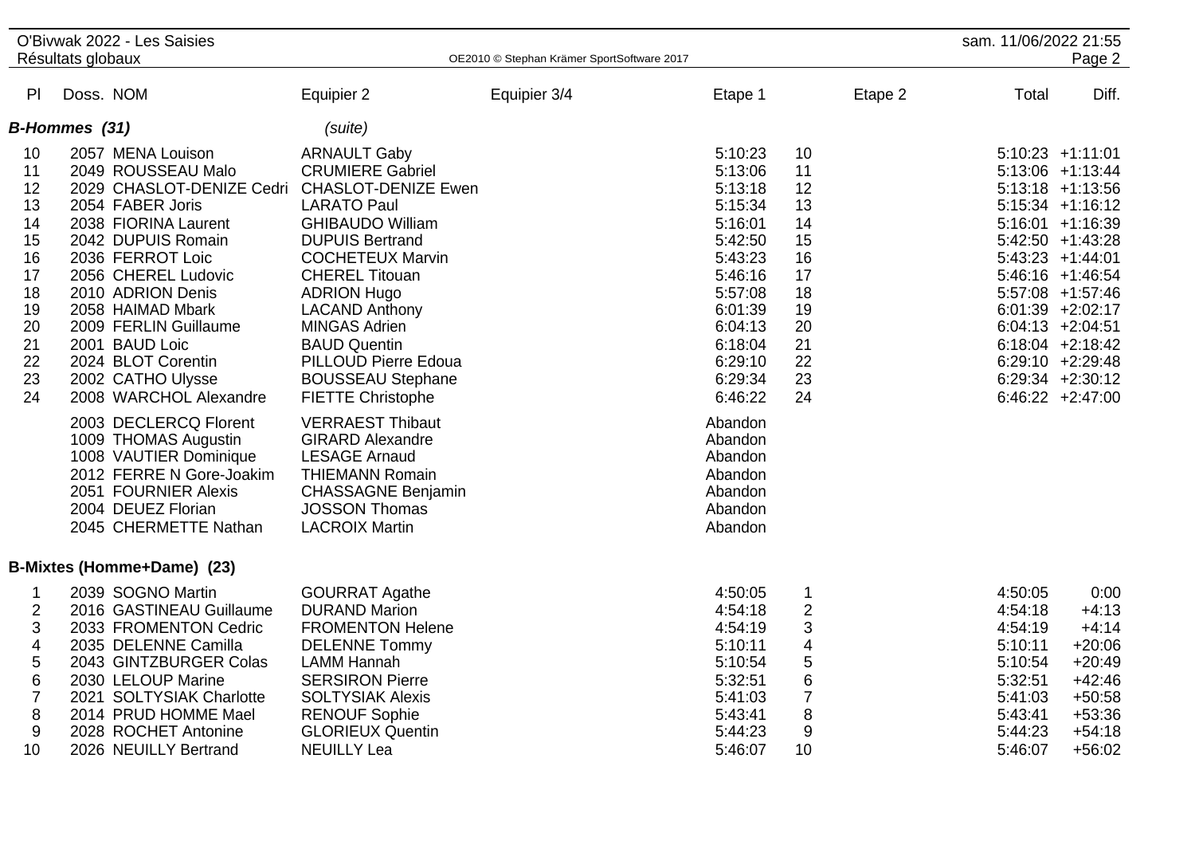| Pl | Doss. | NOM | Equipier 2 | Equipier 3/4 | Etape 1 | | Etape 2 | Total | Diff. |
|---|---|---|---|---|---|---|---|---|---|
| ***B-Hommes (31)*** | | | *(suite)* | | | | | | |
| 10 | 2057 | MENA Louison | ARNAULT Gaby | | 5:10:23 | 10 | | 5:10:23 | +1:11:01 |
| 11 | 2049 | ROUSSEAU Malo | CRUMIERE Gabriel | | 5:13:06 | 11 | | 5:13:06 | +1:13:44 |
| 12 | 2029 | CHASLOT-DENIZE Cedri | CHASLOT-DENIZE Ewen | | 5:13:18 | 12 | | 5:13:18 | +1:13:56 |
| 13 | 2054 | FABER Joris | LARATO Paul | | 5:15:34 | 13 | | 5:15:34 | +1:16:12 |
| 14 | 2038 | FIORINA Laurent | GHIBAUDO William | | 5:16:01 | 14 | | 5:16:01 | +1:16:39 |
| 15 | 2042 | DUPUIS Romain | DUPUIS Bertrand | | 5:42:50 | 15 | | 5:42:50 | +1:43:28 |
| 16 | 2036 | FERROT Loic | COCHETEUX Marvin | | 5:43:23 | 16 | | 5:43:23 | +1:44:01 |
| 17 | 2056 | CHEREL Ludovic | CHEREL Titouan | | 5:46:16 | 17 | | 5:46:16 | +1:46:54 |
| 18 | 2010 | ADRION Denis | ADRION Hugo | | 5:57:08 | 18 | | 5:57:08 | +1:57:46 |
| 19 | 2058 | HAIMAD Mbark | LACAND Anthony | | 6:01:39 | 19 | | 6:01:39 | +2:02:17 |
| 20 | 2009 | FERLIN Guillaume | MINGAS Adrien | | 6:04:13 | 20 | | 6:04:13 | +2:04:51 |
| 21 | 2001 | BAUD Loic | BAUD Quentin | | 6:18:04 | 21 | | 6:18:04 | +2:18:42 |
| 22 | 2024 | BLOT Corentin | PILLOUD Pierre Edoua | | 6:29:10 | 22 | | 6:29:10 | +2:29:48 |
| 23 | 2002 | CATHO Ulysse | BOUSSEAU Stephane | | 6:29:34 | 23 | | 6:29:34 | +2:30:12 |
| 24 | 2008 | WARCHOL Alexandre | FIETTE Christophe | | 6:46:22 | 24 | | 6:46:22 | +2:47:00 |
| | 2003 | DECLERCQ Florent | VERRAEST Thibaut | | Abandon | | | | |
| | 1009 | THOMAS Augustin | GIRARD Alexandre | | Abandon | | | | |
| | 1008 | VAUTIER Dominique | LESAGE Arnaud | | Abandon | | | | |
| | 2012 | FERRE N Gore-Joakim | THIEMANN Romain | | Abandon | | | | |
| | 2051 | FOURNIER Alexis | CHASSAGNE Benjamin | | Abandon | | | | |
| | 2004 | DEUEZ Florian | JOSSON Thomas | | Abandon | | | | |
| | 2045 | CHERMETTE Nathan | LACROIX Martin | | Abandon | | | | |
| **B-Mixtes (Homme+Dame) (23)** | | | | | | | | | |
| 1 | 2039 | SOGNO Martin | GOURRAT Agathe | | 4:50:05 | 1 | | 4:50:05 | 0:00 |
| 2 | 2016 | GASTINEAU Guillaume | DURAND Marion | | 4:54:18 | 2 | | 4:54:18 | +4:13 |
| 3 | 2033 | FROMENTON Cedric | FROMENTON Helene | | 4:54:19 | 3 | | 4:54:19 | +4:14 |
| 4 | 2035 | DELENNE Camilla | DELENNE Tommy | | 5:10:11 | 4 | | 5:10:11 | +20:06 |
| 5 | 2043 | GINTZBURGER Colas | LAMM Hannah | | 5:10:54 | 5 | | 5:10:54 | +20:49 |
| 6 | 2030 | LELOUP Marine | SERSIRON Pierre | | 5:32:51 | 6 | | 5:32:51 | +42:46 |
| 7 | 2021 | SOLTYSIAK Charlotte | SOLTYSIAK Alexis | | 5:41:03 | 7 | | 5:41:03 | +50:58 |
| 8 | 2014 | PRUD HOMME Mael | RENOUF Sophie | | 5:43:41 | 8 | | 5:43:41 | +53:36 |
| 9 | 2028 | ROCHET Antonine | GLORIEUX Quentin | | 5:44:23 | 9 | | 5:44:23 | +54:18 |
| 10 | 2026 | NEUILLY Bertrand | NEUILLY Lea | | 5:46:07 | 10 | | 5:46:07 | +56:02 |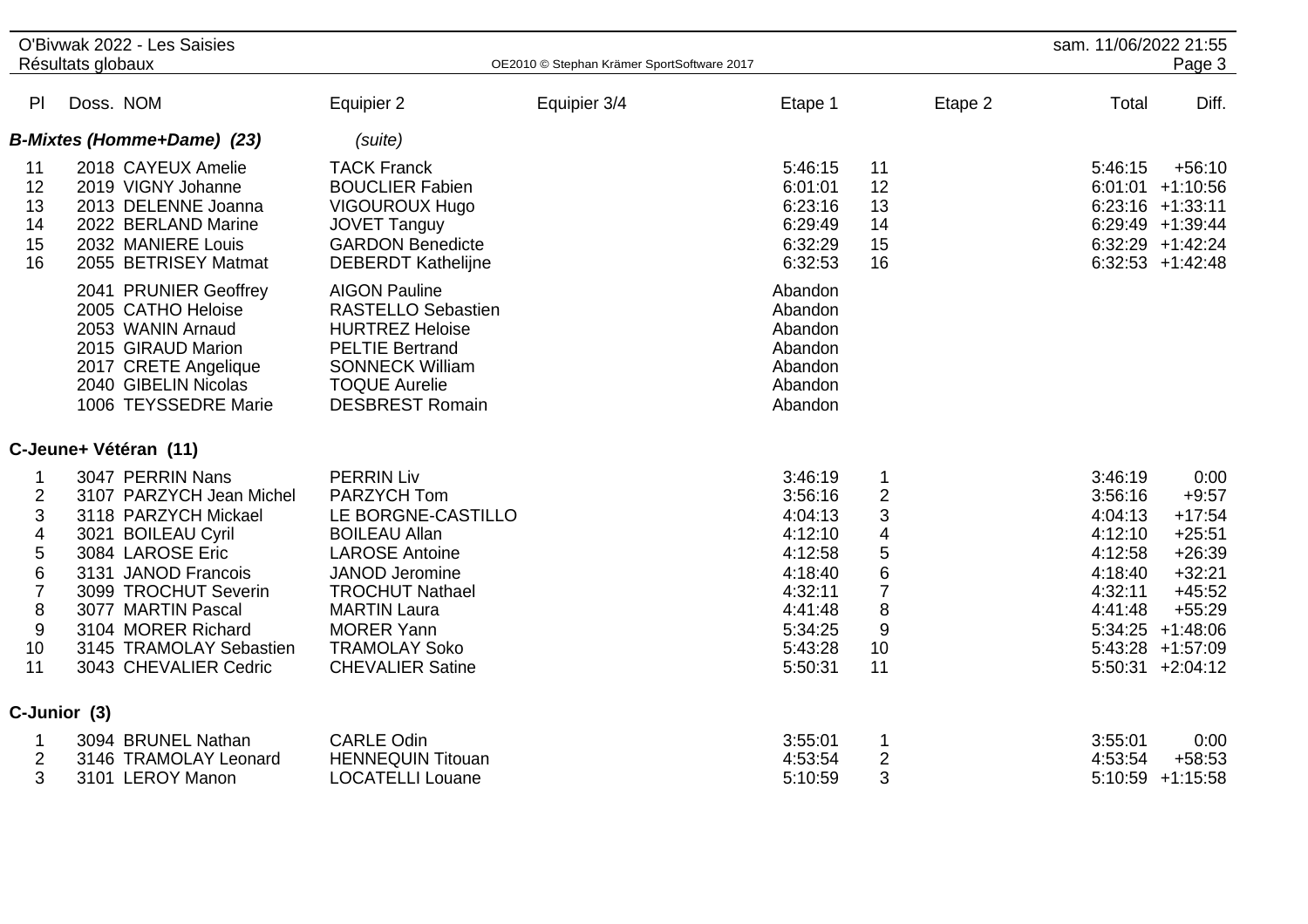| Pl | Doss. | NOM | Equipier 2 | Equipier 3/4 | Etape 1 | | Etape 2 | Total | Diff. |
|---|---|---|---|---|---|---|---|---|---|
| **B-Mixtes (Homme+Dame) (23)** | | | *(suite)* | | | | | | |
| 11 | 2018 | CAYEUX Amelie | TACK Franck | | 5:46:15 | 11 | | 5:46:15 | +56:10 |
| 12 | 2019 | VIGNY Johanne | BOUCLIER Fabien | | 6:01:01 | 12 | | 6:01:01 | +1:10:56 |
| 13 | 2013 | DELENNE Joanna | VIGOUROUX Hugo | | 6:23:16 | 13 | | 6:23:16 | +1:33:11 |
| 14 | 2022 | BERLAND Marine | JOVET Tanguy | | 6:29:49 | 14 | | 6:29:49 | +1:39:44 |
| 15 | 2032 | MANIERE Louis | GARDON Benedicte | | 6:32:29 | 15 | | 6:32:29 | +1:42:24 |
| 16 | 2055 | BETRISEY Matmat | DEBERDT Kathelijne | | 6:32:53 | 16 | | 6:32:53 | +1:42:48 |
| | 2041 | PRUNIER Geoffrey | AIGON Pauline | | Abandon | | | | |
| | 2005 | CATHO Heloise | RASTELLO Sebastien | | Abandon | | | | |
| | 2053 | WANIN Arnaud | HURTREZ Heloise | | Abandon | | | | |
| | 2015 | GIRAUD Marion | PELTIE Bertrand | | Abandon | | | | |
| | 2017 | CRETE Angelique | SONNECK William | | Abandon | | | | |
| | 2040 | GIBELIN Nicolas | TOQUE Aurelie | | Abandon | | | | |
| | 1006 | TEYSSEDRE Marie | DESBREST Romain | | Abandon | | | | |
| **C-Jeune+ Vétéran (11)** | | | | | | | | | |
| 1 | 3047 | PERRIN Nans | PERRIN Liv | | 3:46:19 | 1 | | 3:46:19 | 0:00 |
| 2 | 3107 | PARZYCH Jean Michel | PARZYCH Tom | | 3:56:16 | 2 | | 3:56:16 | +9:57 |
| 3 | 3118 | PARZYCH Mickael | LE BORGNE-CASTILLO | | 4:04:13 | 3 | | 4:04:13 | +17:54 |
| 4 | 3021 | BOILEAU Cyril | BOILEAU Allan | | 4:12:10 | 4 | | 4:12:10 | +25:51 |
| 5 | 3084 | LAROSE Eric | LAROSE Antoine | | 4:12:58 | 5 | | 4:12:58 | +26:39 |
| 6 | 3131 | JANOD Francois | JANOD Jeromine | | 4:18:40 | 6 | | 4:18:40 | +32:21 |
| 7 | 3099 | TROCHUT Severin | TROCHUT Nathael | | 4:32:11 | 7 | | 4:32:11 | +45:52 |
| 8 | 3077 | MARTIN Pascal | MARTIN Laura | | 4:41:48 | 8 | | 4:41:48 | +55:29 |
| 9 | 3104 | MORER Richard | MORER Yann | | 5:34:25 | 9 | | 5:34:25 | +1:48:06 |
| 10 | 3145 | TRAMOLAY Sebastien | TRAMOLAY Soko | | 5:43:28 | 10 | | 5:43:28 | +1:57:09 |
| 11 | 3043 | CHEVALIER Cedric | CHEVALIER Satine | | 5:50:31 | 11 | | 5:50:31 | +2:04:12 |
| **C-Junior (3)** | | | | | | | | | |
| 1 | 3094 | BRUNEL Nathan | CARLE Odin | | 3:55:01 | 1 | | 3:55:01 | 0:00 |
| 2 | 3146 | TRAMOLAY Leonard | HENNEQUIN Titouan | | 4:53:54 | 2 | | 4:53:54 | +58:53 |
| 3 | 3101 | LEROY Manon | LOCATELLI Louane | | 5:10:59 | 3 | | 5:10:59 | +1:15:58 |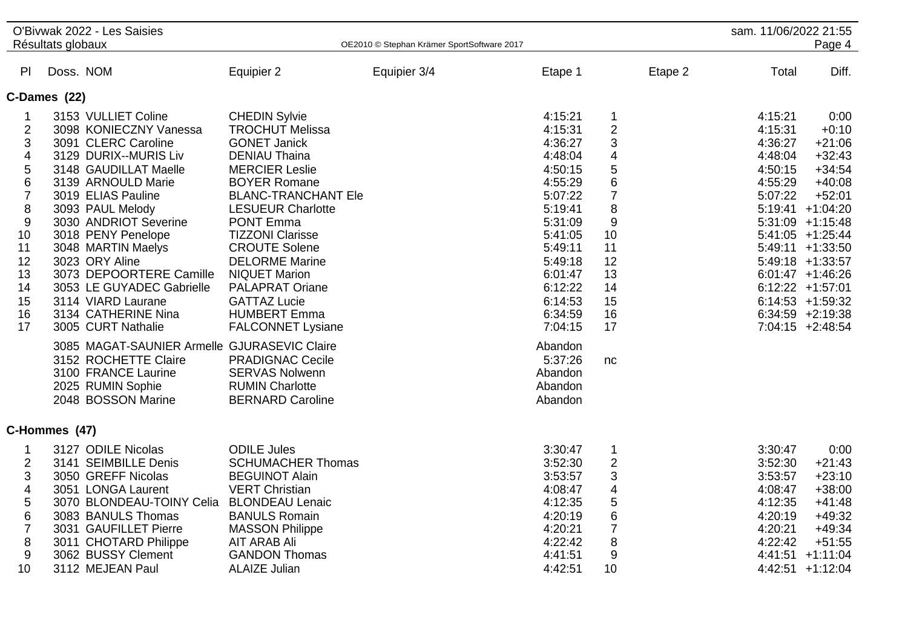O'Bivwak 2022 - Les Saisies

Résultats globaux

| Pl | Doss. | NOM | Equipier 2 | Equipier 3/4 | Etape 1 | | Etape 2 | Total | Diff. |
|---|---|---|---|---|---|---|---|---|---|
| **C-Dames (22)** | | | | | | | | | |
| 1 | 3153 | VULLIET Coline | CHEDIN Sylvie | | 4:15:21 | 1 | | 4:15:21 | 0:00 |
| 2 | 3098 | KONIECZNY Vanessa | TROCHUT Melissa | | 4:15:31 | 2 | | 4:15:31 | +0:10 |
| 3 | 3091 | CLERC Caroline | GONET Janick | | 4:36:27 | 3 | | 4:36:27 | +21:06 |
| 4 | 3129 | DURIX--MURIS Liv | DENIAU Thaina | | 4:48:04 | 4 | | 4:48:04 | +32:43 |
| 5 | 3148 | GAUDILLAT Maelle | MERCIER Leslie | | 4:50:15 | 5 | | 4:50:15 | +34:54 |
| 6 | 3139 | ARNOULD Marie | BOYER Romane | | 4:55:29 | 6 | | 4:55:29 | +40:08 |
| 7 | 3019 | ELIAS Pauline | BLANC-TRANCHANT Ele | | 5:07:22 | 7 | | 5:07:22 | +52:01 |
| 8 | 3093 | PAUL Melody | LESUEUR Charlotte | | 5:19:41 | 8 | | 5:19:41 | +1:04:20 |
| 9 | 3030 | ANDRIOT Severine | PONT Emma | | 5:31:09 | 9 | | 5:31:09 | +1:15:48 |
| 10 | 3018 | PENY Penelope | TIZZONI Clarisse | | 5:41:05 | 10 | | 5:41:05 | +1:25:44 |
| 11 | 3048 | MARTIN Maelys | CROUTE Solene | | 5:49:11 | 11 | | 5:49:11 | +1:33:50 |
| 12 | 3023 | ORY Aline | DELORME Marine | | 5:49:18 | 12 | | 5:49:18 | +1:33:57 |
| 13 | 3073 | DEPOORTERE Camille | NIQUET Marion | | 6:01:47 | 13 | | 6:01:47 | +1:46:26 |
| 14 | 3053 | LE GUYADEC Gabrielle | PALAPRAT Oriane | | 6:12:22 | 14 | | 6:12:22 | +1:57:01 |
| 15 | 3114 | VIARD Laurane | GATTAZ Lucie | | 6:14:53 | 15 | | 6:14:53 | +1:59:32 |
| 16 | 3134 | CATHERINE Nina | HUMBERT Emma | | 6:34:59 | 16 | | 6:34:59 | +2:19:38 |
| 17 | 3005 | CURT Nathalie | FALCONNET Lysiane | | 7:04:15 | 17 | | 7:04:15 | +2:48:54 |
| | 3085 | MAGAT-SAUNIER Armelle | GJURASEVIC Claire | | Abandon | | | | |
| | 3152 | ROCHETTE Claire | PRADIGNAC Cecile | | 5:37:26 | nc | | | |
| | 3100 | FRANCE Laurine | SERVAS Nolwenn | | Abandon | | | | |
| | 2025 | RUMIN Sophie | RUMIN Charlotte | | Abandon | | | | |
| | 2048 | BOSSON Marine | BERNARD Caroline | | Abandon | | | | |
| **C-Hommes (47)** | | | | | | | | | |
| 1 | 3127 | ODILE Nicolas | ODILE Jules | | 3:30:47 | 1 | | 3:30:47 | 0:00 |
| 2 | 3141 | SEIMBILLE Denis | SCHUMACHER Thomas | | 3:52:30 | 2 | | 3:52:30 | +21:43 |
| 3 | 3050 | GREFF Nicolas | BEGUINOT Alain | | 3:53:57 | 3 | | 3:53:57 | +23:10 |
| 4 | 3051 | LONGA Laurent | VERT Christian | | 4:08:47 | 4 | | 4:08:47 | +38:00 |
| 5 | 3070 | BLONDEAU-TOINY Celia | BLONDEAU Lenaic | | 4:12:35 | 5 | | 4:12:35 | +41:48 |
| 6 | 3083 | BANULS Thomas | BANULS Romain | | 4:20:19 | 6 | | 4:20:19 | +49:32 |
| 7 | 3031 | GAUFILLET Pierre | MASSON Philippe | | 4:20:21 | 7 | | 4:20:21 | +49:34 |
| 8 | 3011 | CHOTARD Philippe | AIT ARAB Ali | | 4:22:42 | 8 | | 4:22:42 | +51:55 |
| 9 | 3062 | BUSSY Clement | GANDON Thomas | | 4:41:51 | 9 | | 4:41:51 | +1:11:04 |
| 10 | 3112 | MEJEAN Paul | ALAIZE Julian | | 4:42:51 | 10 | | 4:42:51 | +1:12:04 |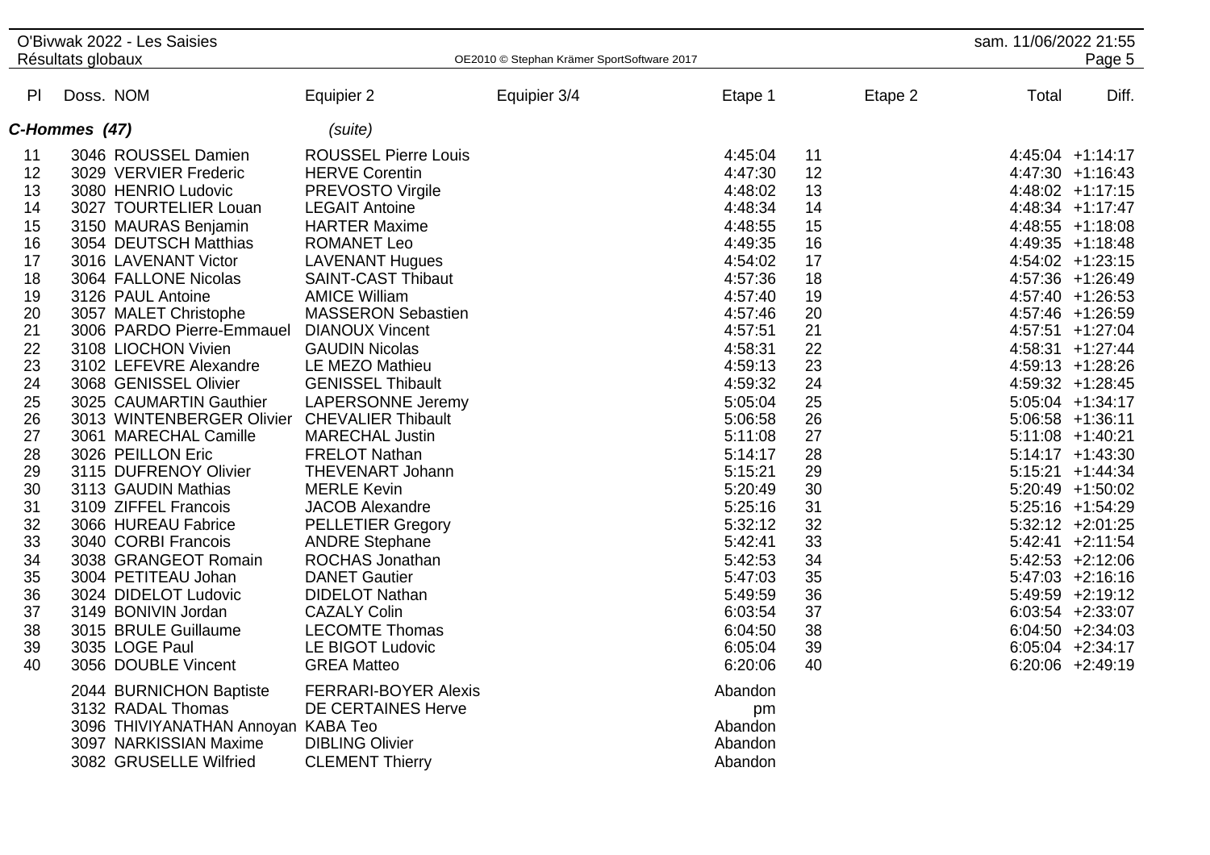| Pl | Doss. | NOM | Equipier 2 | Equipier 3/4 | Etape 1 | | Etape 2 | Total | Diff. |
|---|---|---|---|---|---|---|---|---|---|
| ***C-Hommes (47)*** | | | *(suite)* | | | | | | |
| 11 | 3046 | ROUSSEL Damien | ROUSSEL Pierre Louis | | 4:45:04 | 11 | | 4:45:04 | +1:14:17 |
| 12 | 3029 | VERVIER Frederic | HERVE Corentin | | 4:47:30 | 12 | | 4:47:30 | +1:16:43 |
| 13 | 3080 | HENRIO Ludovic | PREVOSTO Virgile | | 4:48:02 | 13 | | 4:48:02 | +1:17:15 |
| 14 | 3027 | TOURTELIER Louan | LEGAIT Antoine | | 4:48:34 | 14 | | 4:48:34 | +1:17:47 |
| 15 | 3150 | MAURAS Benjamin | HARTER Maxime | | 4:48:55 | 15 | | 4:48:55 | +1:18:08 |
| 16 | 3054 | DEUTSCH Matthias | ROMANET Leo | | 4:49:35 | 16 | | 4:49:35 | +1:18:48 |
| 17 | 3016 | LAVENANT Victor | LAVENANT Hugues | | 4:54:02 | 17 | | 4:54:02 | +1:23:15 |
| 18 | 3064 | FALLONE Nicolas | SAINT-CAST Thibaut | | 4:57:36 | 18 | | 4:57:36 | +1:26:49 |
| 19 | 3126 | PAUL Antoine | AMICE William | | 4:57:40 | 19 | | 4:57:40 | +1:26:53 |
| 20 | 3057 | MALET Christophe | MASSERON Sebastien | | 4:57:46 | 20 | | 4:57:46 | +1:26:59 |
| 21 | 3006 | PARDO Pierre-Emmauel | DIANOUX Vincent | | 4:57:51 | 21 | | 4:57:51 | +1:27:04 |
| 22 | 3108 | LIOCHON Vivien | GAUDIN Nicolas | | 4:58:31 | 22 | | 4:58:31 | +1:27:44 |
| 23 | 3102 | LEFEVRE Alexandre | LE MEZO Mathieu | | 4:59:13 | 23 | | 4:59:13 | +1:28:26 |
| 24 | 3068 | GENISSEL Olivier | GENISSEL Thibault | | 4:59:32 | 24 | | 4:59:32 | +1:28:45 |
| 25 | 3025 | CAUMARTIN Gauthier | LAPERSONNE Jeremy | | 5:05:04 | 25 | | 5:05:04 | +1:34:17 |
| 26 | 3013 | WINTENBERGER Olivier | CHEVALIER Thibault | | 5:06:58 | 26 | | 5:06:58 | +1:36:11 |
| 27 | 3061 | MARECHAL Camille | MARECHAL Justin | | 5:11:08 | 27 | | 5:11:08 | +1:40:21 |
| 28 | 3026 | PEILLON Eric | FRELOT Nathan | | 5:14:17 | 28 | | 5:14:17 | +1:43:30 |
| 29 | 3115 | DUFRENOY Olivier | THEVENART Johann | | 5:15:21 | 29 | | 5:15:21 | +1:44:34 |
| 30 | 3113 | GAUDIN Mathias | MERLE Kevin | | 5:20:49 | 30 | | 5:20:49 | +1:50:02 |
| 31 | 3109 | ZIFFEL Francois | JACOB Alexandre | | 5:25:16 | 31 | | 5:25:16 | +1:54:29 |
| 32 | 3066 | HUREAU Fabrice | PELLETIER Gregory | | 5:32:12 | 32 | | 5:32:12 | +2:01:25 |
| 33 | 3040 | CORBI Francois | ANDRE Stephane | | 5:42:41 | 33 | | 5:42:41 | +2:11:54 |
| 34 | 3038 | GRANGEOT Romain | ROCHAS Jonathan | | 5:42:53 | 34 | | 5:42:53 | +2:12:06 |
| 35 | 3004 | PETITEAU Johan | DANET Gautier | | 5:47:03 | 35 | | 5:47:03 | +2:16:16 |
| 36 | 3024 | DIDELOT Ludovic | DIDELOT Nathan | | 5:49:59 | 36 | | 5:49:59 | +2:19:12 |
| 37 | 3149 | BONIVIN Jordan | CAZALY Colin | | 6:03:54 | 37 | | 6:03:54 | +2:33:07 |
| 38 | 3015 | BRULE Guillaume | LECOMTE Thomas | | 6:04:50 | 38 | | 6:04:50 | +2:34:03 |
| 39 | 3035 | LOGE Paul | LE BIGOT Ludovic | | 6:05:04 | 39 | | 6:05:04 | +2:34:17 |
| 40 | 3056 | DOUBLE Vincent | GREA Matteo | | 6:20:06 | 40 | | 6:20:06 | +2:49:19 |
| | 2044 | BURNICHON Baptiste | FERRARI-BOYER Alexis | | Abandon | | | | |
| | 3132 | RADAL Thomas | DE CERTAINES Herve | | pm | | | | |
| | 3096 | THIVIYANATHAN Annoyan | KABA Teo | | Abandon | | | | |
| | 3097 | NARKISSIAN Maxime | DIBLING Olivier | | Abandon | | | | |
| | 3082 | GRUSELLE Wilfried | CLEMENT Thierry | | Abandon | | | | |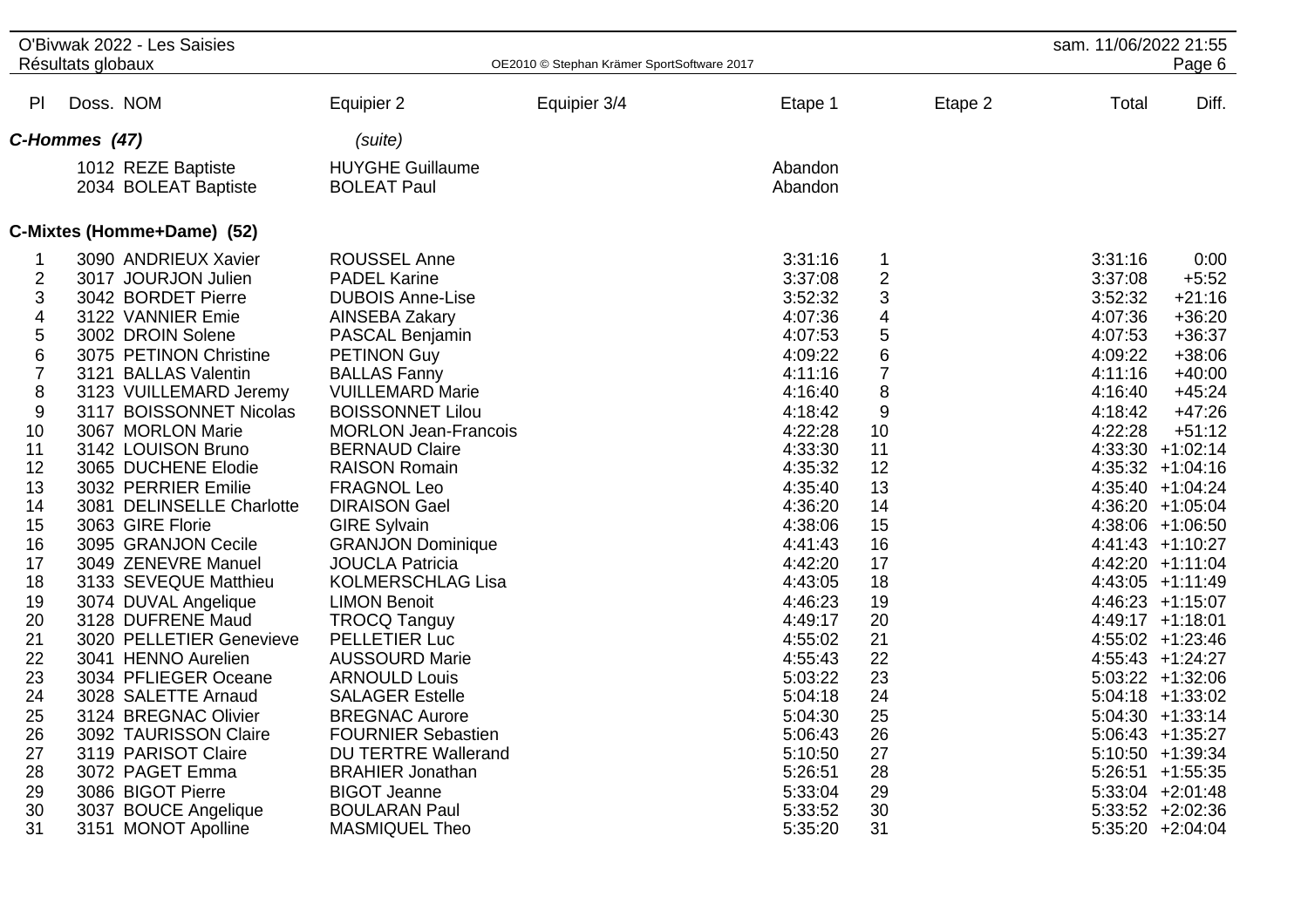| Pl | Doss. | NOM | Equipier 2 | Equipier 3/4 | Etape 1 | | Etape 2 | Total | Diff. |
|---|---|---|---|---|---|---|---|---|---|
| ***C-Hommes (47)*** | | | *(suite)* | | | | | | |
| | 1012 | REZE Baptiste | HUYGHE Guillaume | | Abandon | | | | |
| | 2034 | BOLEAT Baptiste | BOLEAT Paul | | Abandon | | | | |
| **C-Mixtes (Homme+Dame) (52)** | | | | | | | | | |
| 1 | 3090 | ANDRIEUX Xavier | ROUSSEL Anne | | 3:31:16 | 1 | | 3:31:16 | 0:00 |
| 2 | 3017 | JOURJON Julien | PADEL Karine | | 3:37:08 | 2 | | 3:37:08 | +5:52 |
| 3 | 3042 | BORDET Pierre | DUBOIS Anne-Lise | | 3:52:32 | 3 | | 3:52:32 | +21:16 |
| 4 | 3122 | VANNIER Emie | AINSEBA Zakary | | 4:07:36 | 4 | | 4:07:36 | +36:20 |
| 5 | 3002 | DROIN Solene | PASCAL Benjamin | | 4:07:53 | 5 | | 4:07:53 | +36:37 |
| 6 | 3075 | PETINON Christine | PETINON Guy | | 4:09:22 | 6 | | 4:09:22 | +38:06 |
| 7 | 3121 | BALLAS Valentin | BALLAS Fanny | | 4:11:16 | 7 | | 4:11:16 | +40:00 |
| 8 | 3123 | VUILLEMARD Jeremy | VUILLEMARD Marie | | 4:16:40 | 8 | | 4:16:40 | +45:24 |
| 9 | 3117 | BOISSONNET Nicolas | BOISSONNET Lilou | | 4:18:42 | 9 | | 4:18:42 | +47:26 |
| 10 | 3067 | MORLON Marie | MORLON Jean-Francois | | 4:22:28 | 10 | | 4:22:28 | +51:12 |
| 11 | 3142 | LOUISON Bruno | BERNAUD Claire | | 4:33:30 | 11 | | 4:33:30 | +1:02:14 |
| 12 | 3065 | DUCHENE Elodie | RAISON Romain | | 4:35:32 | 12 | | 4:35:32 | +1:04:16 |
| 13 | 3032 | PERRIER Emilie | FRAGNOL Leo | | 4:35:40 | 13 | | 4:35:40 | +1:04:24 |
| 14 | 3081 | DELINSELLE Charlotte | DIRAISON Gael | | 4:36:20 | 14 | | 4:36:20 | +1:05:04 |
| 15 | 3063 | GIRE Florie | GIRE Sylvain | | 4:38:06 | 15 | | 4:38:06 | +1:06:50 |
| 16 | 3095 | GRANJON Cecile | GRANJON Dominique | | 4:41:43 | 16 | | 4:41:43 | +1:10:27 |
| 17 | 3049 | ZENEVRE Manuel | JOUCLA Patricia | | 4:42:20 | 17 | | 4:42:20 | +1:11:04 |
| 18 | 3133 | SEVEQUE Matthieu | KOLMERSCHLAG Lisa | | 4:43:05 | 18 | | 4:43:05 | +1:11:49 |
| 19 | 3074 | DUVAL Angelique | LIMON Benoit | | 4:46:23 | 19 | | 4:46:23 | +1:15:07 |
| 20 | 3128 | DUFRENE Maud | TROCQ Tanguy | | 4:49:17 | 20 | | 4:49:17 | +1:18:01 |
| 21 | 3020 | PELLETIER Genevieve | PELLETIER Luc | | 4:55:02 | 21 | | 4:55:02 | +1:23:46 |
| 22 | 3041 | HENNO Aurelien | AUSSOURD Marie | | 4:55:43 | 22 | | 4:55:43 | +1:24:27 |
| 23 | 3034 | PFLIEGER Oceane | ARNOULD Louis | | 5:03:22 | 23 | | 5:03:22 | +1:32:06 |
| 24 | 3028 | SALETTE Arnaud | SALAGER Estelle | | 5:04:18 | 24 | | 5:04:18 | +1:33:02 |
| 25 | 3124 | BREGNAC Olivier | BREGNAC Aurore | | 5:04:30 | 25 | | 5:04:30 | +1:33:14 |
| 26 | 3092 | TAURISSON Claire | FOURNIER Sebastien | | 5:06:43 | 26 | | 5:06:43 | +1:35:27 |
| 27 | 3119 | PARISOT Claire | DU TERTRE Wallerand | | 5:10:50 | 27 | | 5:10:50 | +1:39:34 |
| 28 | 3072 | PAGET Emma | BRAHIER Jonathan | | 5:26:51 | 28 | | 5:26:51 | +1:55:35 |
| 29 | 3086 | BIGOT Pierre | BIGOT Jeanne | | 5:33:04 | 29 | | 5:33:04 | +2:01:48 |
| 30 | 3037 | BOUCE Angelique | BOULARAN Paul | | 5:33:52 | 30 | | 5:33:52 | +2:02:36 |
| 31 | 3151 | MONOT Apolline | MASMIQUEL Theo | | 5:35:20 | 31 | | 5:35:20 | +2:04:04 |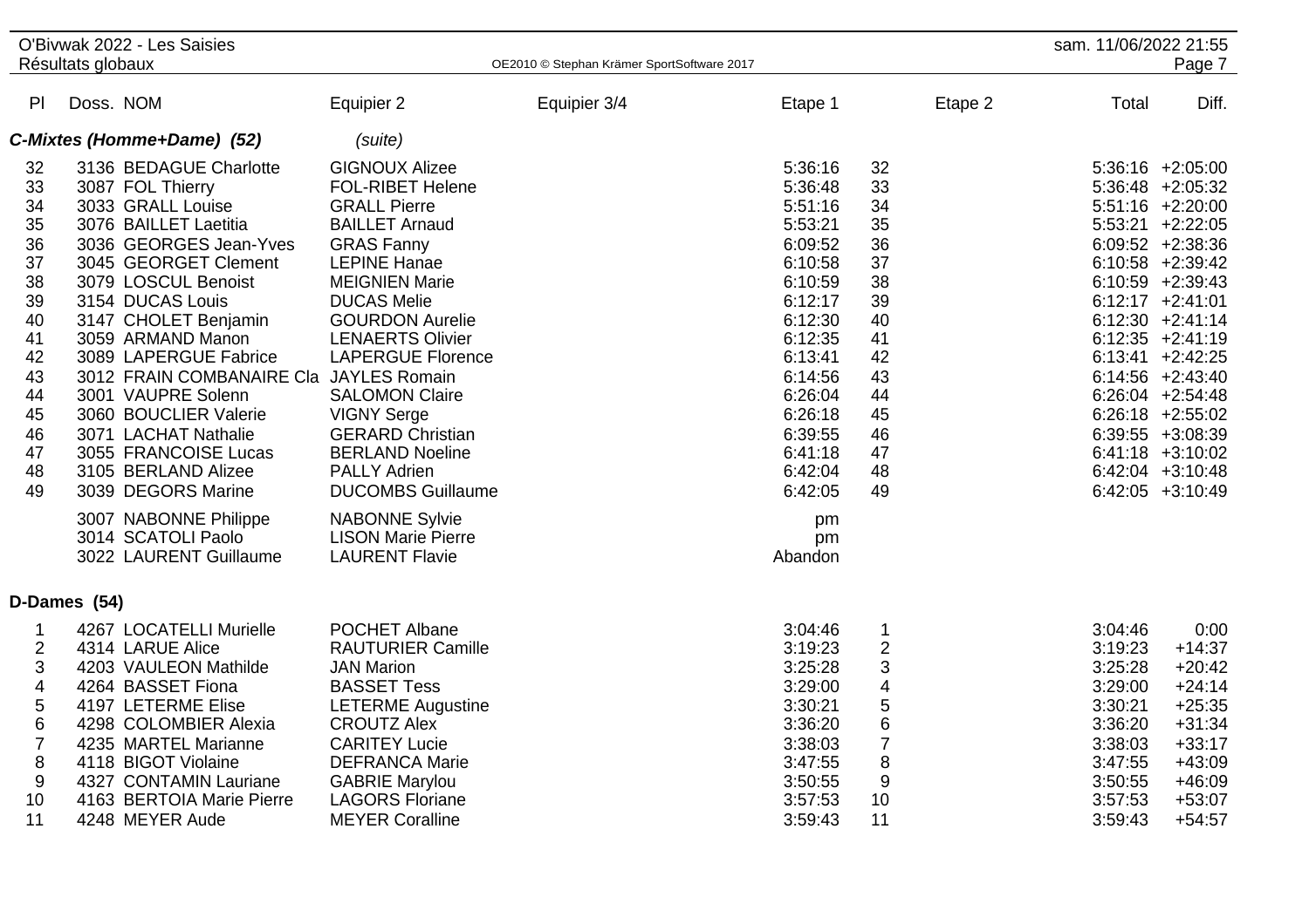O'Bivwak 2022 - Les Saisies
Résultats globaux

| Pl | Doss. | NOM | Equipier 2 | Equipier 3/4 | Etape 1 | | Etape 2 | Total | Diff. |
|---|---|---|---|---|---|---|---|---|---|
| ***C-Mixtes (Homme+Dame) (52)*** | | | *(suite)* | | | | | | |
| 32 | 3136 | BEDAGUE Charlotte | GIGNOUX Alizee | | 5:36:16 | 32 | | 5:36:16 | +2:05:00 |
| 33 | 3087 | FOL Thierry | FOL-RIBET Helene | | 5:36:48 | 33 | | 5:36:48 | +2:05:32 |
| 34 | 3033 | GRALL Louise | GRALL Pierre | | 5:51:16 | 34 | | 5:51:16 | +2:20:00 |
| 35 | 3076 | BAILLET Laetitia | BAILLET Arnaud | | 5:53:21 | 35 | | 5:53:21 | +2:22:05 |
| 36 | 3036 | GEORGES Jean-Yves | GRAS Fanny | | 6:09:52 | 36 | | 6:09:52 | +2:38:36 |
| 37 | 3045 | GEORGET Clement | LEPINE Hanae | | 6:10:58 | 37 | | 6:10:58 | +2:39:42 |
| 38 | 3079 | LOSCUL Benoist | MEIGNIEN Marie | | 6:10:59 | 38 | | 6:10:59 | +2:39:43 |
| 39 | 3154 | DUCAS Louis | DUCAS Melie | | 6:12:17 | 39 | | 6:12:17 | +2:41:01 |
| 40 | 3147 | CHOLET Benjamin | GOURDON Aurelie | | 6:12:30 | 40 | | 6:12:30 | +2:41:14 |
| 41 | 3059 | ARMAND Manon | LENAERTS Olivier | | 6:12:35 | 41 | | 6:12:35 | +2:41:19 |
| 42 | 3089 | LAPERGUE Fabrice | LAPERGUE Florence | | 6:13:41 | 42 | | 6:13:41 | +2:42:25 |
| 43 | 3012 | FRAIN COMBANAIRE Cla | JAYLES Romain | | 6:14:56 | 43 | | 6:14:56 | +2:43:40 |
| 44 | 3001 | VAUPRE Solenn | SALOMON Claire | | 6:26:04 | 44 | | 6:26:04 | +2:54:48 |
| 45 | 3060 | BOUCLIER Valerie | VIGNY Serge | | 6:26:18 | 45 | | 6:26:18 | +2:55:02 |
| 46 | 3071 | LACHAT Nathalie | GERARD Christian | | 6:39:55 | 46 | | 6:39:55 | +3:08:39 |
| 47 | 3055 | FRANCOISE Lucas | BERLAND Noeline | | 6:41:18 | 47 | | 6:41:18 | +3:10:02 |
| 48 | 3105 | BERLAND Alizee | PALLY Adrien | | 6:42:04 | 48 | | 6:42:04 | +3:10:48 |
| 49 | 3039 | DEGORS Marine | DUCOMBS Guillaume | | 6:42:05 | 49 | | 6:42:05 | +3:10:49 |
| | 3007 | NABONNE Philippe | NABONNE Sylvie | | pm | | | | |
| | 3014 | SCATOLI Paolo | LISON Marie Pierre | | pm | | | | |
| | 3022 | LAURENT Guillaume | LAURENT Flavie | | Abandon | | | | |
| **D-Dames (54)** | | | | | | | | | |
| 1 | 4267 | LOCATELLI Murielle | POCHET Albane | | 3:04:46 | 1 | | 3:04:46 | 0:00 |
| 2 | 4314 | LARUE Alice | RAUTURIER Camille | | 3:19:23 | 2 | | 3:19:23 | +14:37 |
| 3 | 4203 | VAULEON Mathilde | JAN Marion | | 3:25:28 | 3 | | 3:25:28 | +20:42 |
| 4 | 4264 | BASSET Fiona | BASSET Tess | | 3:29:00 | 4 | | 3:29:00 | +24:14 |
| 5 | 4197 | LETERME Elise | LETERME Augustine | | 3:30:21 | 5 | | 3:30:21 | +25:35 |
| 6 | 4298 | COLOMBIER Alexia | CROUTZ Alex | | 3:36:20 | 6 | | 3:36:20 | +31:34 |
| 7 | 4235 | MARTEL Marianne | CARITEY Lucie | | 3:38:03 | 7 | | 3:38:03 | +33:17 |
| 8 | 4118 | BIGOT Violaine | DEFRANCA Marie | | 3:47:55 | 8 | | 3:47:55 | +43:09 |
| 9 | 4327 | CONTAMIN Lauriane | GABRIE Marylou | | 3:50:55 | 9 | | 3:50:55 | +46:09 |
| 10 | 4163 | BERTOIA Marie Pierre | LAGORS Floriane | | 3:57:53 | 10 | | 3:57:53 | +53:07 |
| 11 | 4248 | MEYER Aude | MEYER Coralline | | 3:59:43 | 11 | | 3:59:43 | +54:57 |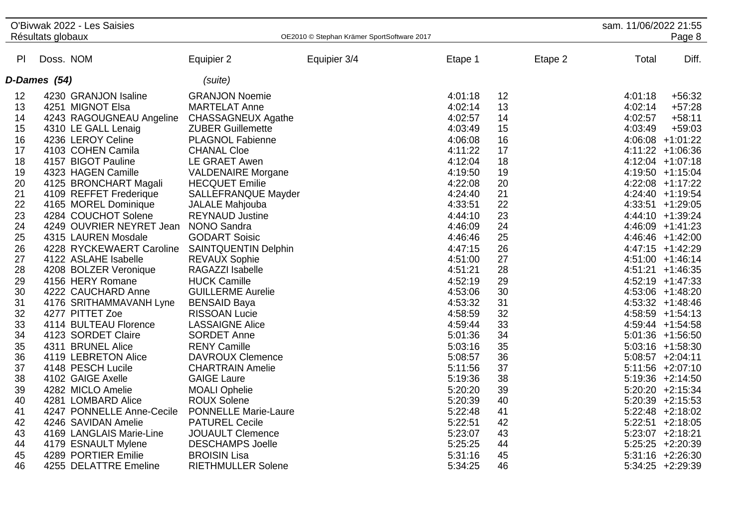## D-Dames (54) *(suite)*

| Pl | Doss. | NOM | Equipier 2 | Equipier 3/4 | Etape 1 | | Etape 2 | Total | Diff. |
|---|---|---|---|---|---|---|---|---|---|
| 12 | 4230 | GRANJON Isaline | GRANJON Noemie | | 4:01:18 | 12 | | 4:01:18 | +56:32 |
| 13 | 4251 | MIGNOT Elsa | MARTELAT Anne | | 4:02:14 | 13 | | 4:02:14 | +57:28 |
| 14 | 4243 | RAGOUGNEAU Angeline | CHASSAGNEUX Agathe | | 4:02:57 | 14 | | 4:02:57 | +58:11 |
| 15 | 4310 | LE GALL Lenaig | ZUBER Guillemette | | 4:03:49 | 15 | | 4:03:49 | +59:03 |
| 16 | 4236 | LEROY Celine | PLAGNOL Fabienne | | 4:06:08 | 16 | | 4:06:08 | +1:01:22 |
| 17 | 4103 | COHEN Camila | CHANAL Cloe | | 4:11:22 | 17 | | 4:11:22 | +1:06:36 |
| 18 | 4157 | BIGOT Pauline | LE GRAET Awen | | 4:12:04 | 18 | | 4:12:04 | +1:07:18 |
| 19 | 4323 | HAGEN Camille | VALDENAIRE Morgane | | 4:19:50 | 19 | | 4:19:50 | +1:15:04 |
| 20 | 4125 | BRONCHART Magali | HECQUET Emilie | | 4:22:08 | 20 | | 4:22:08 | +1:17:22 |
| 21 | 4109 | REFFET Frederique | SALLEFRANQUE Mayder | | 4:24:40 | 21 | | 4:24:40 | +1:19:54 |
| 22 | 4165 | MOREL Dominique | JALALE Mahjouba | | 4:33:51 | 22 | | 4:33:51 | +1:29:05 |
| 23 | 4284 | COUCHOT Solene | REYNAUD Justine | | 4:44:10 | 23 | | 4:44:10 | +1:39:24 |
| 24 | 4249 | OUVRIER NEYRET Jean | NONO Sandra | | 4:46:09 | 24 | | 4:46:09 | +1:41:23 |
| 25 | 4315 | LAUREN Mosdale | GODART Soisic | | 4:46:46 | 25 | | 4:46:46 | +1:42:00 |
| 26 | 4228 | RYCKEWAERT Caroline | SAINTQUENTIN Delphin | | 4:47:15 | 26 | | 4:47:15 | +1:42:29 |
| 27 | 4122 | ASLAHE Isabelle | REVAUX Sophie | | 4:51:00 | 27 | | 4:51:00 | +1:46:14 |
| 28 | 4208 | BOLZER Veronique | RAGAZZI Isabelle | | 4:51:21 | 28 | | 4:51:21 | +1:46:35 |
| 29 | 4156 | HERY Romane | HUCK Camille | | 4:52:19 | 29 | | 4:52:19 | +1:47:33 |
| 30 | 4222 | CAUCHARD Anne | GUILLERME Aurelie | | 4:53:06 | 30 | | 4:53:06 | +1:48:20 |
| 31 | 4176 | SRITHAMMAVANH Lyne | BENSAID Baya | | 4:53:32 | 31 | | 4:53:32 | +1:48:46 |
| 32 | 4277 | PITTET Zoe | RISSOAN Lucie | | 4:58:59 | 32 | | 4:58:59 | +1:54:13 |
| 33 | 4114 | BULTEAU Florence | LASSAIGNE Alice | | 4:59:44 | 33 | | 4:59:44 | +1:54:58 |
| 34 | 4123 | SORDET Claire | SORDET Anne | | 5:01:36 | 34 | | 5:01:36 | +1:56:50 |
| 35 | 4311 | BRUNEL Alice | RENY Camille | | 5:03:16 | 35 | | 5:03:16 | +1:58:30 |
| 36 | 4119 | LEBRETON Alice | DAVROUX Clemence | | 5:08:57 | 36 | | 5:08:57 | +2:04:11 |
| 37 | 4148 | PESCH Lucile | CHARTRAIN Amelie | | 5:11:56 | 37 | | 5:11:56 | +2:07:10 |
| 38 | 4102 | GAIGE Axelle | GAIGE Laure | | 5:19:36 | 38 | | 5:19:36 | +2:14:50 |
| 39 | 4282 | MICLO Amelie | MOALI Ophelie | | 5:20:20 | 39 | | 5:20:20 | +2:15:34 |
| 40 | 4281 | LOMBARD Alice | ROUX Solene | | 5:20:39 | 40 | | 5:20:39 | +2:15:53 |
| 41 | 4247 | PONNELLE Anne-Cecile | PONNELLE Marie-Laure | | 5:22:48 | 41 | | 5:22:48 | +2:18:02 |
| 42 | 4246 | SAVIDAN Amelie | PATUREL Cecile | | 5:22:51 | 42 | | 5:22:51 | +2:18:05 |
| 43 | 4169 | LANGLAIS Marie-Line | JOUAULT Clemence | | 5:23:07 | 43 | | 5:23:07 | +2:18:21 |
| 44 | 4179 | ESNAULT Mylene | DESCHAMPS Joelle | | 5:25:25 | 44 | | 5:25:25 | +2:20:39 |
| 45 | 4289 | PORTIER Emilie | BROISIN Lisa | | 5:31:16 | 45 | | 5:31:16 | +2:26:30 |
| 46 | 4255 | DELATTRE Emeline | RIETHMULLER Solene | | 5:34:25 | 46 | | 5:34:25 | +2:29:39 |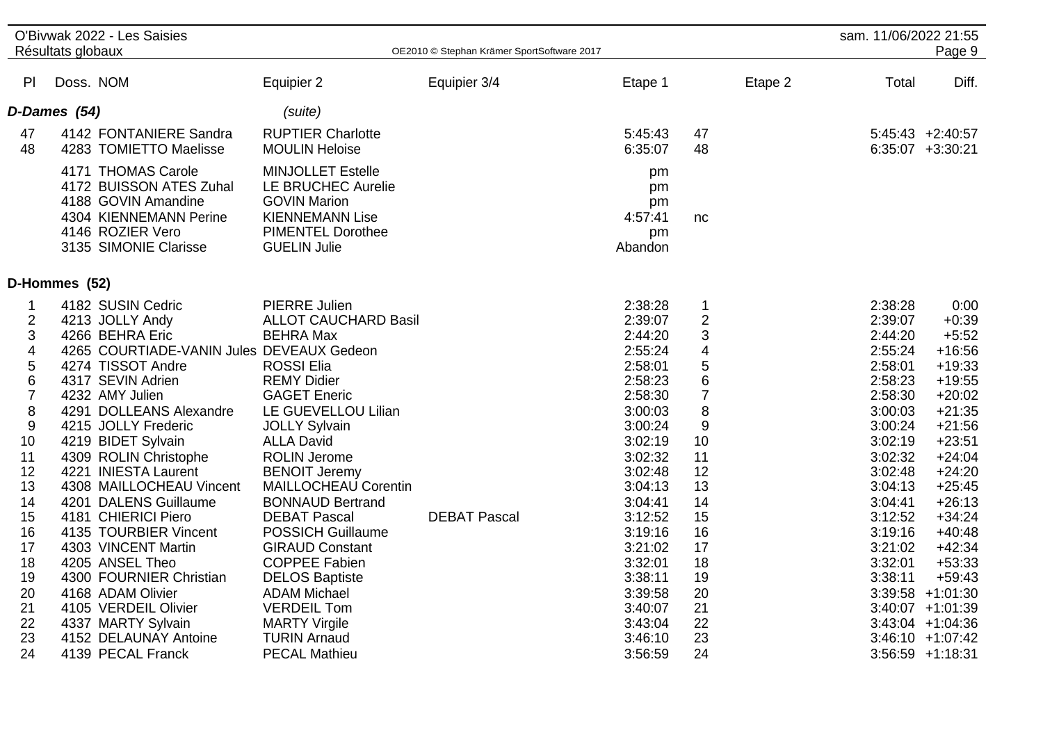O'Bivwak 2022 - Les Saisies

Résultats globaux

| Pl | Doss. | NOM | Equipier 2 | Equipier 3/4 | Etape 1 | | Etape 2 | Total | Diff. |
|---|---|---|---|---|---|---|---|---|---|
| **D-Dames (54)** | | | *(suite)* | | | | | | |
| 47 | 4142 | FONTANIERE Sandra | RUPTIER Charlotte | | 5:45:43 | 47 | | 5:45:43 | +2:40:57 |
| 48 | 4283 | TOMIETTO Maelisse | MOULIN Heloise | | 6:35:07 | 48 | | 6:35:07 | +3:30:21 |
| | 4171 | THOMAS Carole | MINJOLLET Estelle | | pm | | | | |
| | 4172 | BUISSON ATES Zuhal | LE BRUCHEC Aurelie | | pm | | | | |
| | 4188 | GOVIN Amandine | GOVIN Marion | | pm | | | | |
| | 4304 | KIENNEMANN Perine | KIENNEMANN Lise | | 4:57:41 | nc | | | |
| | 4146 | ROZIER Vero | PIMENTEL Dorothee | | pm | | | | |
| | 3135 | SIMONIE Clarisse | GUELIN Julie | | Abandon | | | | |
| **D-Hommes (52)** | | | | | | | | | |
| 1 | 4182 | SUSIN Cedric | PIERRE Julien | | 2:38:28 | 1 | | 2:38:28 | 0:00 |
| 2 | 4213 | JOLLY Andy | ALLOT CAUCHARD Basil | | 2:39:07 | 2 | | 2:39:07 | +0:39 |
| 3 | 4266 | BEHRA Eric | BEHRA Max | | 2:44:20 | 3 | | 2:44:20 | +5:52 |
| 4 | 4265 | COURTIADE-VANIN Jules | DEVEAUX Gedeon | | 2:55:24 | 4 | | 2:55:24 | +16:56 |
| 5 | 4274 | TISSOT Andre | ROSSI Elia | | 2:58:01 | 5 | | 2:58:01 | +19:33 |
| 6 | 4317 | SEVIN Adrien | REMY Didier | | 2:58:23 | 6 | | 2:58:23 | +19:55 |
| 7 | 4232 | AMY Julien | GAGET Eneric | | 2:58:30 | 7 | | 2:58:30 | +20:02 |
| 8 | 4291 | DOLLEANS Alexandre | LE GUEVELLOU Lilian | | 3:00:03 | 8 | | 3:00:03 | +21:35 |
| 9 | 4215 | JOLLY Frederic | JOLLY Sylvain | | 3:00:24 | 9 | | 3:00:24 | +21:56 |
| 10 | 4219 | BIDET Sylvain | ALLA David | | 3:02:19 | 10 | | 3:02:19 | +23:51 |
| 11 | 4309 | ROLIN Christophe | ROLIN Jerome | | 3:02:32 | 11 | | 3:02:32 | +24:04 |
| 12 | 4221 | INIESTA Laurent | BENOIT Jeremy | | 3:02:48 | 12 | | 3:02:48 | +24:20 |
| 13 | 4308 | MAILLOCHEAU Vincent | MAILLOCHEAU Corentin | | 3:04:13 | 13 | | 3:04:13 | +25:45 |
| 14 | 4201 | DALENS Guillaume | BONNAUD Bertrand | | 3:04:41 | 14 | | 3:04:41 | +26:13 |
| 15 | 4181 | CHIERICI Piero | DEBAT Pascal | DEBAT Pascal | 3:12:52 | 15 | | 3:12:52 | +34:24 |
| 16 | 4135 | TOURBIER Vincent | POSSICH Guillaume | | 3:19:16 | 16 | | 3:19:16 | +40:48 |
| 17 | 4303 | VINCENT Martin | GIRAUD Constant | | 3:21:02 | 17 | | 3:21:02 | +42:34 |
| 18 | 4205 | ANSEL Theo | COPPEE Fabien | | 3:32:01 | 18 | | 3:32:01 | +53:33 |
| 19 | 4300 | FOURNIER Christian | DELOS Baptiste | | 3:38:11 | 19 | | 3:38:11 | +59:43 |
| 20 | 4168 | ADAM Olivier | ADAM Michael | | 3:39:58 | 20 | | 3:39:58 | +1:01:30 |
| 21 | 4105 | VERDEIL Olivier | VERDEIL Tom | | 3:40:07 | 21 | | 3:40:07 | +1:01:39 |
| 22 | 4337 | MARTY Sylvain | MARTY Virgile | | 3:43:04 | 22 | | 3:43:04 | +1:04:36 |
| 23 | 4152 | DELAUNAY Antoine | TURIN Arnaud | | 3:46:10 | 23 | | 3:46:10 | +1:07:42 |
| 24 | 4139 | PECAL Franck | PECAL Mathieu | | 3:56:59 | 24 | | 3:56:59 | +1:18:31 |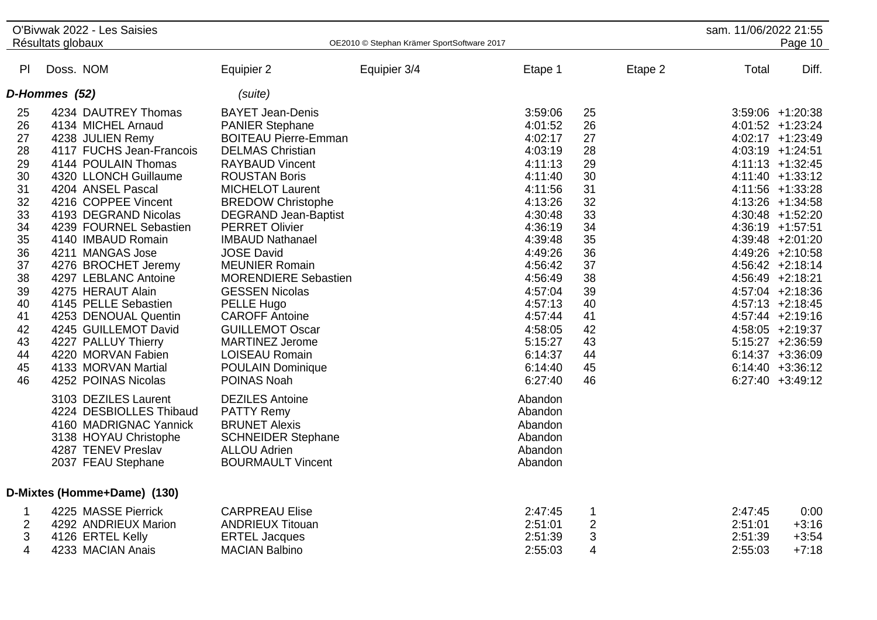| Pl | Doss. | NOM | Equipier 2 | Equipier 3/4 | Etape 1 | | Etape 2 | Total | Diff. |
|---|---|---|---|---|---|---|---|---|---|
| **D-Hommes (52)** | | | *(suite)* | | | | | | |
| 25 | 4234 | DAUTREY Thomas | BAYET Jean-Denis | | 3:59:06 | 25 | | 3:59:06 | +1:20:38 |
| 26 | 4134 | MICHEL Arnaud | PANIER Stephane | | 4:01:52 | 26 | | 4:01:52 | +1:23:24 |
| 27 | 4238 | JULIEN Remy | BOITEAU Pierre-Emman | | 4:02:17 | 27 | | 4:02:17 | +1:23:49 |
| 28 | 4117 | FUCHS Jean-Francois | DELMAS Christian | | 4:03:19 | 28 | | 4:03:19 | +1:24:51 |
| 29 | 4144 | POULAIN Thomas | RAYBAUD Vincent | | 4:11:13 | 29 | | 4:11:13 | +1:32:45 |
| 30 | 4320 | LLONCH Guillaume | ROUSTAN Boris | | 4:11:40 | 30 | | 4:11:40 | +1:33:12 |
| 31 | 4204 | ANSEL Pascal | MICHELOT Laurent | | 4:11:56 | 31 | | 4:11:56 | +1:33:28 |
| 32 | 4216 | COPPEE Vincent | BREDOW Christophe | | 4:13:26 | 32 | | 4:13:26 | +1:34:58 |
| 33 | 4193 | DEGRAND Nicolas | DEGRAND Jean-Baptist | | 4:30:48 | 33 | | 4:30:48 | +1:52:20 |
| 34 | 4239 | FOURNEL Sebastien | PERRET Olivier | | 4:36:19 | 34 | | 4:36:19 | +1:57:51 |
| 35 | 4140 | IMBAUD Romain | IMBAUD Nathanael | | 4:39:48 | 35 | | 4:39:48 | +2:01:20 |
| 36 | 4211 | MANGAS Jose | JOSE David | | 4:49:26 | 36 | | 4:49:26 | +2:10:58 |
| 37 | 4276 | BROCHET Jeremy | MEUNIER Romain | | 4:56:42 | 37 | | 4:56:42 | +2:18:14 |
| 38 | 4297 | LEBLANC Antoine | MORENDIERE Sebastien | | 4:56:49 | 38 | | 4:56:49 | +2:18:21 |
| 39 | 4275 | HERAUT Alain | GESSEN Nicolas | | 4:57:04 | 39 | | 4:57:04 | +2:18:36 |
| 40 | 4145 | PELLE Sebastien | PELLE Hugo | | 4:57:13 | 40 | | 4:57:13 | +2:18:45 |
| 41 | 4253 | DENOUAL Quentin | CAROFF Antoine | | 4:57:44 | 41 | | 4:57:44 | +2:19:16 |
| 42 | 4245 | GUILLEMOT David | GUILLEMOT Oscar | | 4:58:05 | 42 | | 4:58:05 | +2:19:37 |
| 43 | 4227 | PALLUY Thierry | MARTINEZ Jerome | | 5:15:27 | 43 | | 5:15:27 | +2:36:59 |
| 44 | 4220 | MORVAN Fabien | LOISEAU Romain | | 6:14:37 | 44 | | 6:14:37 | +3:36:09 |
| 45 | 4133 | MORVAN Martial | POULAIN Dominique | | 6:14:40 | 45 | | 6:14:40 | +3:36:12 |
| 46 | 4252 | POINAS Nicolas | POINAS Noah | | 6:27:40 | 46 | | 6:27:40 | +3:49:12 |
| | 3103 | DEZILES Laurent | DEZILES Antoine | | Abandon | | | | |
| | 4224 | DESBIOLLES Thibaud | PATTY Remy | | Abandon | | | | |
| | 4160 | MADRIGNAC Yannick | BRUNET Alexis | | Abandon | | | | |
| | 3138 | HOYAU Christophe | SCHNEIDER Stephane | | Abandon | | | | |
| | 4287 | TENEV Preslav | ALLOU Adrien | | Abandon | | | | |
| | 2037 | FEAU Stephane | BOURMAULT Vincent | | Abandon | | | | |
| **D-Mixtes (Homme+Dame) (130)** | | | | | | | | | |
| 1 | 4225 | MASSE Pierrick | CARPREAU Elise | | 2:47:45 | 1 | | 2:47:45 | 0:00 |
| 2 | 4292 | ANDRIEUX Marion | ANDRIEUX Titouan | | 2:51:01 | 2 | | 2:51:01 | +3:16 |
| 3 | 4126 | ERTEL Kelly | ERTEL Jacques | | 2:51:39 | 3 | | 2:51:39 | +3:54 |
| 4 | 4233 | MACIAN Anais | MACIAN Balbino | | 2:55:03 | 4 | | 2:55:03 | +7:18 |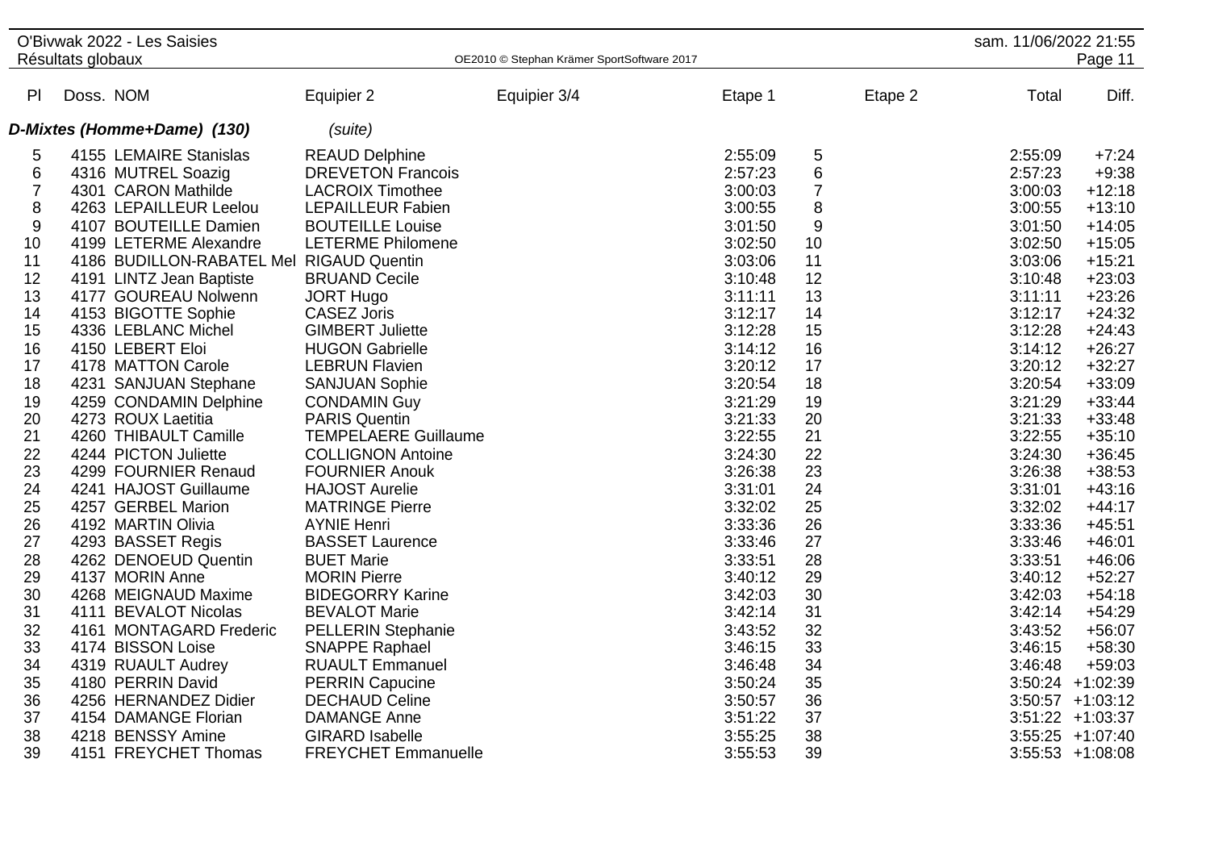| Pl | Doss. | NOM | Equipier 2 | Equipier 3/4 | Etape 1 | | Etape 2 | Total | Diff. |
|---|---|---|---|---|---|---|---|---|---|
| ***D-Mixtes (Homme+Dame) (130)*** | | | *(suite)* | | | | | | |
| 5 | 4155 | LEMAIRE Stanislas | REAUD Delphine | | 2:55:09 | 5 | | 2:55:09 | +7:24 |
| 6 | 4316 | MUTREL Soazig | DREVETON Francois | | 2:57:23 | 6 | | 2:57:23 | +9:38 |
| 7 | 4301 | CARON Mathilde | LACROIX Timothee | | 3:00:03 | 7 | | 3:00:03 | +12:18 |
| 8 | 4263 | LEPAILLEUR Leelou | LEPAILLEUR Fabien | | 3:00:55 | 8 | | 3:00:55 | +13:10 |
| 9 | 4107 | BOUTEILLE Damien | BOUTEILLE Louise | | 3:01:50 | 9 | | 3:01:50 | +14:05 |
| 10 | 4199 | LETERME Alexandre | LETERME Philomene | | 3:02:50 | 10 | | 3:02:50 | +15:05 |
| 11 | 4186 | BUDILLON-RABATEL Mel | RIGAUD Quentin | | 3:03:06 | 11 | | 3:03:06 | +15:21 |
| 12 | 4191 | LINTZ Jean Baptiste | BRUAND Cecile | | 3:10:48 | 12 | | 3:10:48 | +23:03 |
| 13 | 4177 | GOUREAU Nolwenn | JORT Hugo | | 3:11:11 | 13 | | 3:11:11 | +23:26 |
| 14 | 4153 | BIGOTTE Sophie | CASEZ Joris | | 3:12:17 | 14 | | 3:12:17 | +24:32 |
| 15 | 4336 | LEBLANC Michel | GIMBERT Juliette | | 3:12:28 | 15 | | 3:12:28 | +24:43 |
| 16 | 4150 | LEBERT Eloi | HUGON Gabrielle | | 3:14:12 | 16 | | 3:14:12 | +26:27 |
| 17 | 4178 | MATTON Carole | LEBRUN Flavien | | 3:20:12 | 17 | | 3:20:12 | +32:27 |
| 18 | 4231 | SANJUAN Stephane | SANJUAN Sophie | | 3:20:54 | 18 | | 3:20:54 | +33:09 |
| 19 | 4259 | CONDAMIN Delphine | CONDAMIN Guy | | 3:21:29 | 19 | | 3:21:29 | +33:44 |
| 20 | 4273 | ROUX Laetitia | PARIS Quentin | | 3:21:33 | 20 | | 3:21:33 | +33:48 |
| 21 | 4260 | THIBAULT Camille | TEMPELAERE Guillaume | | 3:22:55 | 21 | | 3:22:55 | +35:10 |
| 22 | 4244 | PICTON Juliette | COLLIGNON Antoine | | 3:24:30 | 22 | | 3:24:30 | +36:45 |
| 23 | 4299 | FOURNIER Renaud | FOURNIER Anouk | | 3:26:38 | 23 | | 3:26:38 | +38:53 |
| 24 | 4241 | HAJOST Guillaume | HAJOST Aurelie | | 3:31:01 | 24 | | 3:31:01 | +43:16 |
| 25 | 4257 | GERBEL Marion | MATRINGE Pierre | | 3:32:02 | 25 | | 3:32:02 | +44:17 |
| 26 | 4192 | MARTIN Olivia | AYNIE Henri | | 3:33:36 | 26 | | 3:33:36 | +45:51 |
| 27 | 4293 | BASSET Regis | BASSET Laurence | | 3:33:46 | 27 | | 3:33:46 | +46:01 |
| 28 | 4262 | DENOEUD Quentin | BUET Marie | | 3:33:51 | 28 | | 3:33:51 | +46:06 |
| 29 | 4137 | MORIN Anne | MORIN Pierre | | 3:40:12 | 29 | | 3:40:12 | +52:27 |
| 30 | 4268 | MEIGNAUD Maxime | BIDEGORRY Karine | | 3:42:03 | 30 | | 3:42:03 | +54:18 |
| 31 | 4111 | BEVALOT Nicolas | BEVALOT Marie | | 3:42:14 | 31 | | 3:42:14 | +54:29 |
| 32 | 4161 | MONTAGARD Frederic | PELLERIN Stephanie | | 3:43:52 | 32 | | 3:43:52 | +56:07 |
| 33 | 4174 | BISSON Loise | SNAPPE Raphael | | 3:46:15 | 33 | | 3:46:15 | +58:30 |
| 34 | 4319 | RUAULT Audrey | RUAULT Emmanuel | | 3:46:48 | 34 | | 3:46:48 | +59:03 |
| 35 | 4180 | PERRIN David | PERRIN Capucine | | 3:50:24 | 35 | | 3:50:24 | +1:02:39 |
| 36 | 4256 | HERNANDEZ Didier | DECHAUD Celine | | 3:50:57 | 36 | | 3:50:57 | +1:03:12 |
| 37 | 4154 | DAMANGE Florian | DAMANGE Anne | | 3:51:22 | 37 | | 3:51:22 | +1:03:37 |
| 38 | 4218 | BENSSY Amine | GIRARD Isabelle | | 3:55:25 | 38 | | 3:55:25 | +1:07:40 |
| 39 | 4151 | FREYCHET Thomas | FREYCHET Emmanuelle | | 3:55:53 | 39 | | 3:55:53 | +1:08:08 |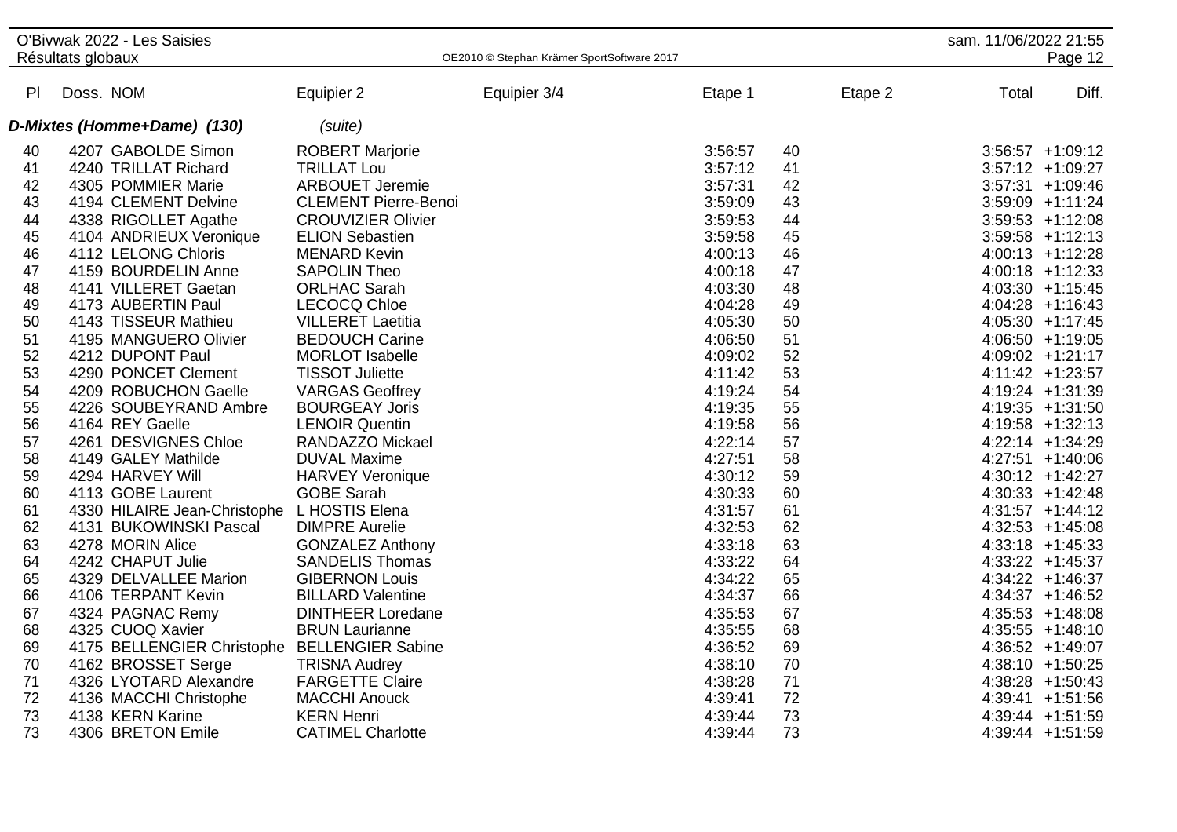# O'Bivwak 2022 - Les Saisies

Résultats globaux

| Pl | Doss. | NOM | Equipier 2 | Equipier 3/4 | Etape 1 | | Etape 2 | Total | Diff. |
|---|---|---|---|---|---|---|---|---|---|
| **D-Mixtes (Homme+Dame) (130)** | | | *(suite)* | | | | | | |
| 40 | 4207 | GABOLDE Simon | ROBERT Marjorie | | 3:56:57 | 40 | | 3:56:57 | +1:09:12 |
| 41 | 4240 | TRILLAT Richard | TRILLAT Lou | | 3:57:12 | 41 | | 3:57:12 | +1:09:27 |
| 42 | 4305 | POMMIER Marie | ARBOUET Jeremie | | 3:57:31 | 42 | | 3:57:31 | +1:09:46 |
| 43 | 4194 | CLEMENT Delvine | CLEMENT Pierre-Benoi | | 3:59:09 | 43 | | 3:59:09 | +1:11:24 |
| 44 | 4338 | RIGOLLET Agathe | CROUVIZIER Olivier | | 3:59:53 | 44 | | 3:59:53 | +1:12:08 |
| 45 | 4104 | ANDRIEUX Veronique | ELION Sebastien | | 3:59:58 | 45 | | 3:59:58 | +1:12:13 |
| 46 | 4112 | LELONG Chloris | MENARD Kevin | | 4:00:13 | 46 | | 4:00:13 | +1:12:28 |
| 47 | 4159 | BOURDELIN Anne | SAPOLIN Theo | | 4:00:18 | 47 | | 4:00:18 | +1:12:33 |
| 48 | 4141 | VILLERET Gaetan | ORLHAC Sarah | | 4:03:30 | 48 | | 4:03:30 | +1:15:45 |
| 49 | 4173 | AUBERTIN Paul | LECOCQ Chloe | | 4:04:28 | 49 | | 4:04:28 | +1:16:43 |
| 50 | 4143 | TISSEUR Mathieu | VILLERET Laetitia | | 4:05:30 | 50 | | 4:05:30 | +1:17:45 |
| 51 | 4195 | MANGUERO Olivier | BEDOUCH Carine | | 4:06:50 | 51 | | 4:06:50 | +1:19:05 |
| 52 | 4212 | DUPONT Paul | MORLOT Isabelle | | 4:09:02 | 52 | | 4:09:02 | +1:21:17 |
| 53 | 4290 | PONCET Clement | TISSOT Juliette | | 4:11:42 | 53 | | 4:11:42 | +1:23:57 |
| 54 | 4209 | ROBUCHON Gaelle | VARGAS Geoffrey | | 4:19:24 | 54 | | 4:19:24 | +1:31:39 |
| 55 | 4226 | SOUBEYRAND Ambre | BOURGEAY Joris | | 4:19:35 | 55 | | 4:19:35 | +1:31:50 |
| 56 | 4164 | REY Gaelle | LENOIR Quentin | | 4:19:58 | 56 | | 4:19:58 | +1:32:13 |
| 57 | 4261 | DESVIGNES Chloe | RANDAZZO Mickael | | 4:22:14 | 57 | | 4:22:14 | +1:34:29 |
| 58 | 4149 | GALEY Mathilde | DUVAL Maxime | | 4:27:51 | 58 | | 4:27:51 | +1:40:06 |
| 59 | 4294 | HARVEY Will | HARVEY Veronique | | 4:30:12 | 59 | | 4:30:12 | +1:42:27 |
| 60 | 4113 | GOBE Laurent | GOBE Sarah | | 4:30:33 | 60 | | 4:30:33 | +1:42:48 |
| 61 | 4330 | HILAIRE Jean-Christophe | L HOSTIS Elena | | 4:31:57 | 61 | | 4:31:57 | +1:44:12 |
| 62 | 4131 | BUKOWINSKI Pascal | DIMPRE Aurelie | | 4:32:53 | 62 | | 4:32:53 | +1:45:08 |
| 63 | 4278 | MORIN Alice | GONZALEZ Anthony | | 4:33:18 | 63 | | 4:33:18 | +1:45:33 |
| 64 | 4242 | CHAPUT Julie | SANDELIS Thomas | | 4:33:22 | 64 | | 4:33:22 | +1:45:37 |
| 65 | 4329 | DELVALLEE Marion | GIBERNON Louis | | 4:34:22 | 65 | | 4:34:22 | +1:46:37 |
| 66 | 4106 | TERPANT Kevin | BILLARD Valentine | | 4:34:37 | 66 | | 4:34:37 | +1:46:52 |
| 67 | 4324 | PAGNAC Remy | DINTHEER Loredane | | 4:35:53 | 67 | | 4:35:53 | +1:48:08 |
| 68 | 4325 | CUOQ Xavier | BRUN Laurianne | | 4:35:55 | 68 | | 4:35:55 | +1:48:10 |
| 69 | 4175 | BELLENGIER Christophe | BELLENGIER Sabine | | 4:36:52 | 69 | | 4:36:52 | +1:49:07 |
| 70 | 4162 | BROSSET Serge | TRISNA Audrey | | 4:38:10 | 70 | | 4:38:10 | +1:50:25 |
| 71 | 4326 | LYOTARD Alexandre | FARGETTE Claire | | 4:38:28 | 71 | | 4:38:28 | +1:50:43 |
| 72 | 4136 | MACCHI Christophe | MACCHI Anouck | | 4:39:41 | 72 | | 4:39:41 | +1:51:56 |
| 73 | 4138 | KERN Karine | KERN Henri | | 4:39:44 | 73 | | 4:39:44 | +1:51:59 |
| 73 | 4306 | BRETON Emile | CATIMEL Charlotte | | 4:39:44 | 73 | | 4:39:44 | +1:51:59 |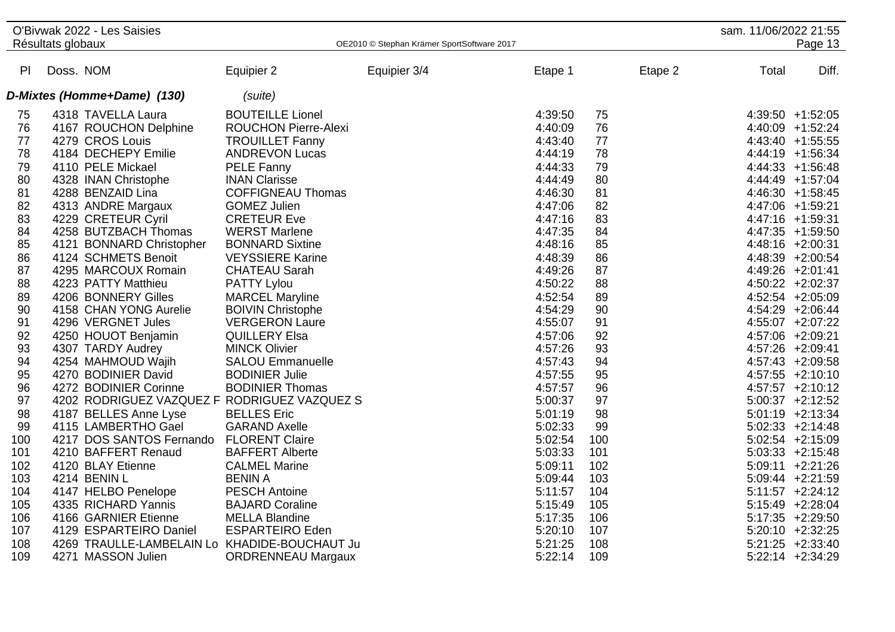| Pl | Doss. | NOM | Equipier 2 | Equipier 3/4 | Etape 1 | | Etape 2 | Total | Diff. |
|---|---|---|---|---|---|---|---|---|---|
| ***D-Mixtes (Homme+Dame) (130)*** | | | *(suite)* | | | | | | |
| 75 | 4318 | TAVELLA Laura | BOUTEILLE Lionel | | 4:39:50 | 75 | | 4:39:50 | +1:52:05 |
| 76 | 4167 | ROUCHON Delphine | ROUCHON Pierre-Alexi | | 4:40:09 | 76 | | 4:40:09 | +1:52:24 |
| 77 | 4279 | CROS Louis | TROUILLET Fanny | | 4:43:40 | 77 | | 4:43:40 | +1:55:55 |
| 78 | 4184 | DECHEPY Emilie | ANDREVON Lucas | | 4:44:19 | 78 | | 4:44:19 | +1:56:34 |
| 79 | 4110 | PELE Mickael | PELE Fanny | | 4:44:33 | 79 | | 4:44:33 | +1:56:48 |
| 80 | 4328 | INAN Christophe | INAN Clarisse | | 4:44:49 | 80 | | 4:44:49 | +1:57:04 |
| 81 | 4288 | BENZAID Lina | COFFIGNEAU Thomas | | 4:46:30 | 81 | | 4:46:30 | +1:58:45 |
| 82 | 4313 | ANDRE Margaux | GOMEZ Julien | | 4:47:06 | 82 | | 4:47:06 | +1:59:21 |
| 83 | 4229 | CRETEUR Cyril | CRETEUR Eve | | 4:47:16 | 83 | | 4:47:16 | +1:59:31 |
| 84 | 4258 | BUTZBACH Thomas | WERST Marlene | | 4:47:35 | 84 | | 4:47:35 | +1:59:50 |
| 85 | 4121 | BONNARD Christopher | BONNARD Sixtine | | 4:48:16 | 85 | | 4:48:16 | +2:00:31 |
| 86 | 4124 | SCHMETS Benoit | VEYSSIERE Karine | | 4:48:39 | 86 | | 4:48:39 | +2:00:54 |
| 87 | 4295 | MARCOUX Romain | CHATEAU Sarah | | 4:49:26 | 87 | | 4:49:26 | +2:01:41 |
| 88 | 4223 | PATTY Matthieu | PATTY Lylou | | 4:50:22 | 88 | | 4:50:22 | +2:02:37 |
| 89 | 4206 | BONNERY Gilles | MARCEL Maryline | | 4:52:54 | 89 | | 4:52:54 | +2:05:09 |
| 90 | 4158 | CHAN YONG Aurelie | BOIVIN Christophe | | 4:54:29 | 90 | | 4:54:29 | +2:06:44 |
| 91 | 4296 | VERGNET Jules | VERGERON Laure | | 4:55:07 | 91 | | 4:55:07 | +2:07:22 |
| 92 | 4250 | HOUOT Benjamin | QUILLERY Elsa | | 4:57:06 | 92 | | 4:57:06 | +2:09:21 |
| 93 | 4307 | TARDY Audrey | MINCK Olivier | | 4:57:26 | 93 | | 4:57:26 | +2:09:41 |
| 94 | 4254 | MAHMOUD Wajih | SALOU Emmanuelle | | 4:57:43 | 94 | | 4:57:43 | +2:09:58 |
| 95 | 4270 | BODINIER David | BODINIER Julie | | 4:57:55 | 95 | | 4:57:55 | +2:10:10 |
| 96 | 4272 | BODINIER Corinne | BODINIER Thomas | | 4:57:57 | 96 | | 4:57:57 | +2:10:12 |
| 97 | 4202 | RODRIGUEZ VAZQUEZ F | RODRIGUEZ VAZQUEZ S | | 5:00:37 | 97 | | 5:00:37 | +2:12:52 |
| 98 | 4187 | BELLES Anne Lyse | BELLES Eric | | 5:01:19 | 98 | | 5:01:19 | +2:13:34 |
| 99 | 4115 | LAMBERTHO Gael | GARAND Axelle | | 5:02:33 | 99 | | 5:02:33 | +2:14:48 |
| 100 | 4217 | DOS SANTOS Fernando | FLORENT Claire | | 5:02:54 | 100 | | 5:02:54 | +2:15:09 |
| 101 | 4210 | BAFFERT Renaud | BAFFERT Alberte | | 5:03:33 | 101 | | 5:03:33 | +2:15:48 |
| 102 | 4120 | BLAY Etienne | CALMEL Marine | | 5:09:11 | 102 | | 5:09:11 | +2:21:26 |
| 103 | 4214 | BENIN L | BENIN A | | 5:09:44 | 103 | | 5:09:44 | +2:21:59 |
| 104 | 4147 | HELBO Penelope | PESCH Antoine | | 5:11:57 | 104 | | 5:11:57 | +2:24:12 |
| 105 | 4335 | RICHARD Yannis | BAJARD Coraline | | 5:15:49 | 105 | | 5:15:49 | +2:28:04 |
| 106 | 4166 | GARNIER Etienne | MELLA Blandine | | 5:17:35 | 106 | | 5:17:35 | +2:29:50 |
| 107 | 4129 | ESPARTEIRO Daniel | ESPARTEIRO Eden | | 5:20:10 | 107 | | 5:20:10 | +2:32:25 |
| 108 | 4269 | TRAULLE-LAMBELAIN Lo | KHADIDE-BOUCHAUT Ju | | 5:21:25 | 108 | | 5:21:25 | +2:33:40 |
| 109 | 4271 | MASSON Julien | ORDRENNEAU Margaux | | 5:22:14 | 109 | | 5:22:14 | +2:34:29 |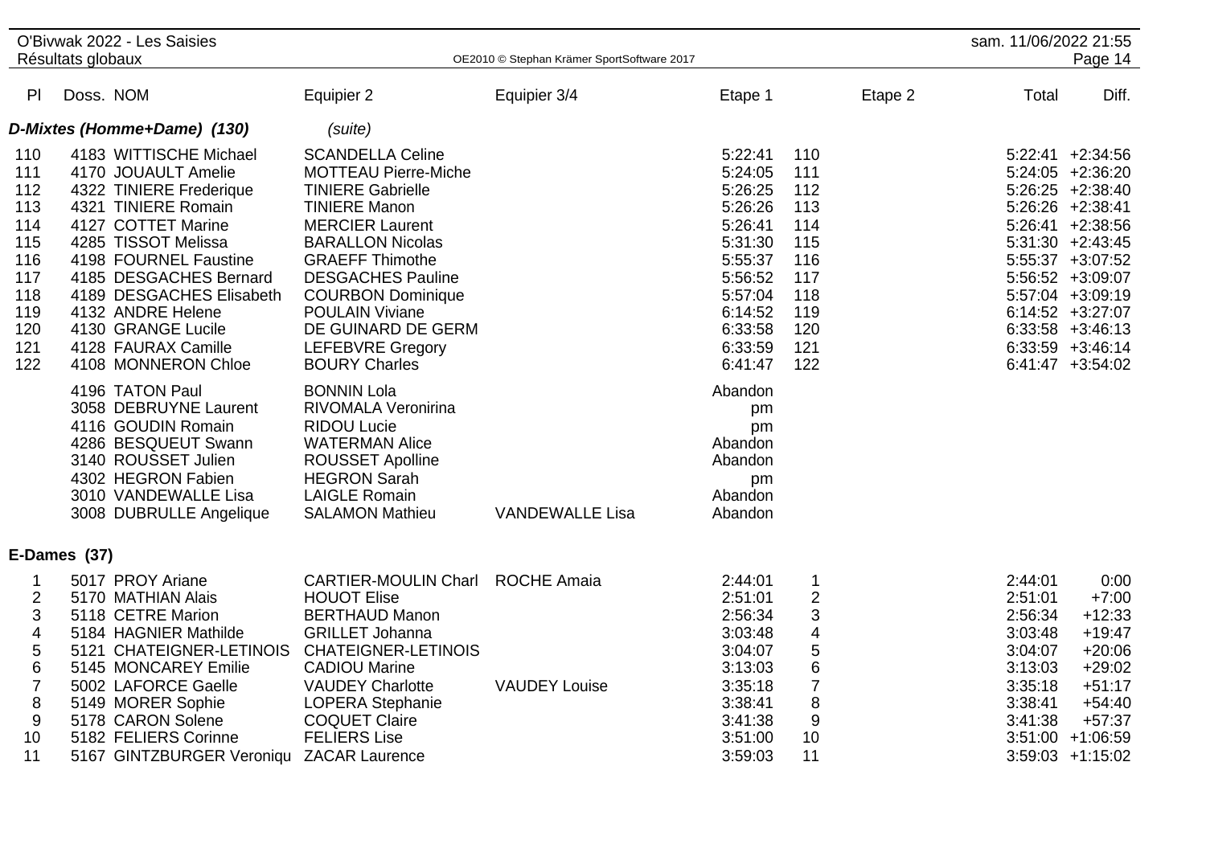| Pl | Doss. | NOM | Equipier 2 | Equipier 3/4 | Etape 1 | | Etape 2 | Total | Diff. |
|---|---|---|---|---|---|---|---|---|---|
| **D-Mixtes (Homme+Dame) (130)** | | | *(suite)* | | | | | | |
| 110 | 4183 | WITTISCHE Michael | SCANDELLA Celine | | 5:22:41 | 110 | | 5:22:41 | +2:34:56 |
| 111 | 4170 | JOUAULT Amelie | MOTTEAU Pierre-Miche | | 5:24:05 | 111 | | 5:24:05 | +2:36:20 |
| 112 | 4322 | TINIERE Frederique | TINIERE Gabrielle | | 5:26:25 | 112 | | 5:26:25 | +2:38:40 |
| 113 | 4321 | TINIERE Romain | TINIERE Manon | | 5:26:26 | 113 | | 5:26:26 | +2:38:41 |
| 114 | 4127 | COTTET Marine | MERCIER Laurent | | 5:26:41 | 114 | | 5:26:41 | +2:38:56 |
| 115 | 4285 | TISSOT Melissa | BARALLON Nicolas | | 5:31:30 | 115 | | 5:31:30 | +2:43:45 |
| 116 | 4198 | FOURNEL Faustine | GRAEFF Thimothe | | 5:55:37 | 116 | | 5:55:37 | +3:07:52 |
| 117 | 4185 | DESGACHES Bernard | DESGACHES Pauline | | 5:56:52 | 117 | | 5:56:52 | +3:09:07 |
| 118 | 4189 | DESGACHES Elisabeth | COURBON Dominique | | 5:57:04 | 118 | | 5:57:04 | +3:09:19 |
| 119 | 4132 | ANDRE Helene | POULAIN Viviane | | 6:14:52 | 119 | | 6:14:52 | +3:27:07 |
| 120 | 4130 | GRANGE Lucile | DE GUINARD DE GERM | | 6:33:58 | 120 | | 6:33:58 | +3:46:13 |
| 121 | 4128 | FAURAX Camille | LEFEBVRE Gregory | | 6:33:59 | 121 | | 6:33:59 | +3:46:14 |
| 122 | 4108 | MONNERON Chloe | BOURY Charles | | 6:41:47 | 122 | | 6:41:47 | +3:54:02 |
| | 4196 | TATON Paul | BONNIN Lola | | Abandon | | | | |
| | 3058 | DEBRUYNE Laurent | RIVOMALA Veronirina | | pm | | | | |
| | 4116 | GOUDIN Romain | RIDOU Lucie | | pm | | | | |
| | 4286 | BESQUEUT Swann | WATERMAN Alice | | Abandon | | | | |
| | 3140 | ROUSSET Julien | ROUSSET Apolline | | Abandon | | | | |
| | 4302 | HEGRON Fabien | HEGRON Sarah | | pm | | | | |
| | 3010 | VANDEWALLE Lisa | LAIGLE Romain | | Abandon | | | | |
| | 3008 | DUBRULLE Angelique | SALAMON Mathieu | VANDEWALLE Lisa | Abandon | | | | |
| **E-Dames (37)** | | | | | | | | | |
| 1 | 5017 | PROY Ariane | CARTIER-MOULIN Charl | ROCHE Amaia | 2:44:01 | 1 | | 2:44:01 | 0:00 |
| 2 | 5170 | MATHIAN Alais | HOUOT Elise | | 2:51:01 | 2 | | 2:51:01 | +7:00 |
| 3 | 5118 | CETRE Marion | BERTHAUD Manon | | 2:56:34 | 3 | | 2:56:34 | +12:33 |
| 4 | 5184 | HAGNIER Mathilde | GRILLET Johanna | | 3:03:48 | 4 | | 3:03:48 | +19:47 |
| 5 | 5121 | CHATEIGNER-LETINOIS | CHATEIGNER-LETINOIS | | 3:04:07 | 5 | | 3:04:07 | +20:06 |
| 6 | 5145 | MONCAREY Emilie | CADIOU Marine | | 3:13:03 | 6 | | 3:13:03 | +29:02 |
| 7 | 5002 | LAFORCE Gaelle | VAUDEY Charlotte | VAUDEY Louise | 3:35:18 | 7 | | 3:35:18 | +51:17 |
| 8 | 5149 | MORER Sophie | LOPERA Stephanie | | 3:38:41 | 8 | | 3:38:41 | +54:40 |
| 9 | 5178 | CARON Solene | COQUET Claire | | 3:41:38 | 9 | | 3:41:38 | +57:37 |
| 10 | 5182 | FELIERS Corinne | FELIERS Lise | | 3:51:00 | 10 | | 3:51:00 | +1:06:59 |
| 11 | 5167 | GINTZBURGER Veroniqu | ZACAR Laurence | | 3:59:03 | 11 | | 3:59:03 | +1:15:02 |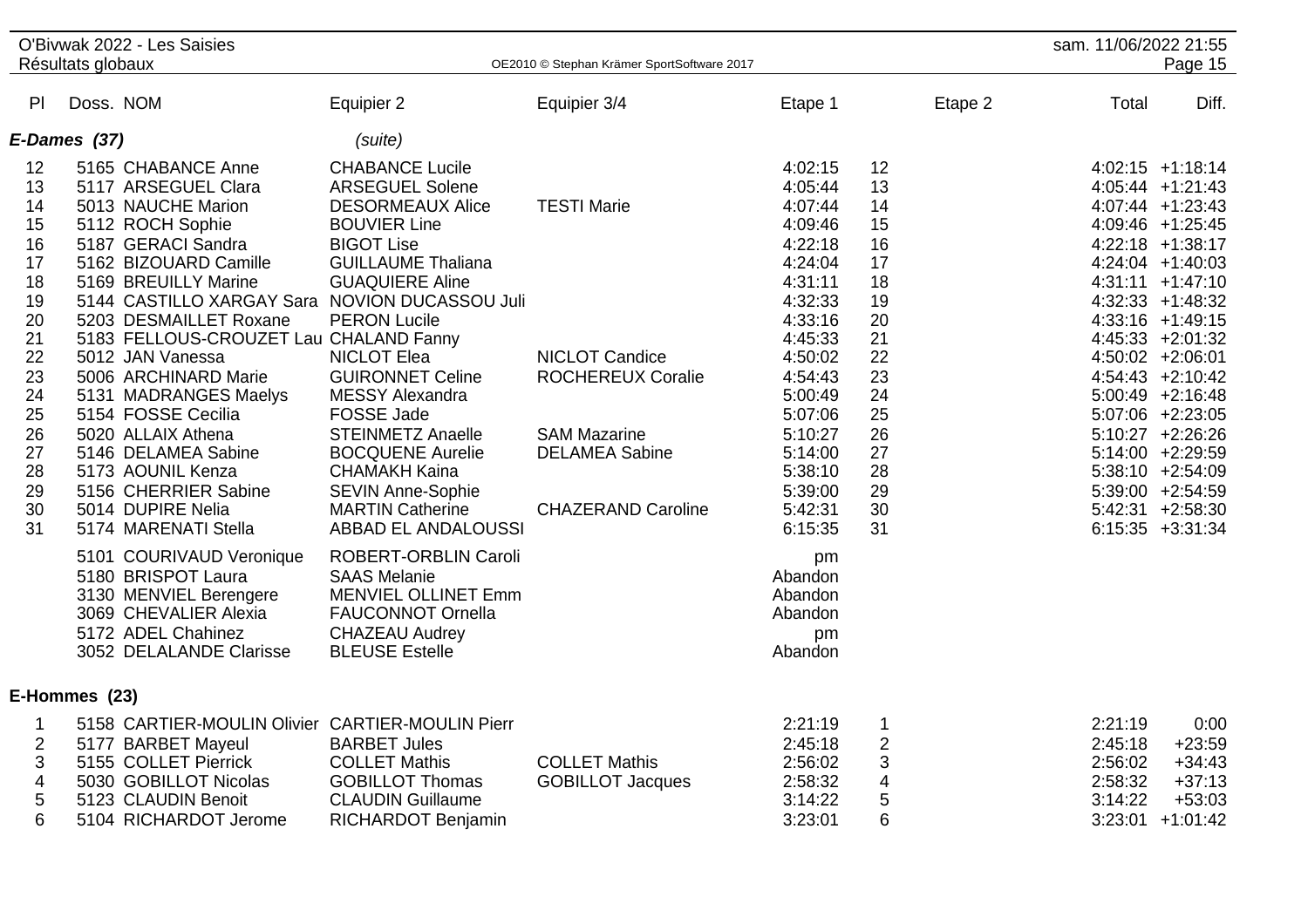| Pl | Doss. | NOM | Equipier 2 | Equipier 3/4 | Etape 1 | | Etape 2 | Total | Diff. |
|---|---|---|---|---|---|---|---|---|---|
| ***E-Dames (37)*** | | | *(suite)* | | | | | | |
| 12 | 5165 | CHABANCE Anne | CHABANCE Lucile | | 4:02:15 | 12 | | 4:02:15 | +1:18:14 |
| 13 | 5117 | ARSEGUEL Clara | ARSEGUEL Solene | | 4:05:44 | 13 | | 4:05:44 | +1:21:43 |
| 14 | 5013 | NAUCHE Marion | DESORMEAUX Alice | TESTI Marie | 4:07:44 | 14 | | 4:07:44 | +1:23:43 |
| 15 | 5112 | ROCH Sophie | BOUVIER Line | | 4:09:46 | 15 | | 4:09:46 | +1:25:45 |
| 16 | 5187 | GERACI Sandra | BIGOT Lise | | 4:22:18 | 16 | | 4:22:18 | +1:38:17 |
| 17 | 5162 | BIZOUARD Camille | GUILLAUME Thaliana | | 4:24:04 | 17 | | 4:24:04 | +1:40:03 |
| 18 | 5169 | BREUILLY Marine | GUAQUIERE Aline | | 4:31:11 | 18 | | 4:31:11 | +1:47:10 |
| 19 | 5144 | CASTILLO XARGAY Sara | NOVION DUCASSOU Juli | | 4:32:33 | 19 | | 4:32:33 | +1:48:32 |
| 20 | 5203 | DESMAILLET Roxane | PERON Lucile | | 4:33:16 | 20 | | 4:33:16 | +1:49:15 |
| 21 | 5183 | FELLOUS-CROUZET Lau | CHALAND Fanny | | 4:45:33 | 21 | | 4:45:33 | +2:01:32 |
| 22 | 5012 | JAN Vanessa | NICLOT Elea | NICLOT Candice | 4:50:02 | 22 | | 4:50:02 | +2:06:01 |
| 23 | 5006 | ARCHINARD Marie | GUIRONNET Celine | ROCHEREUX Coralie | 4:54:43 | 23 | | 4:54:43 | +2:10:42 |
| 24 | 5131 | MADRANGES Maelys | MESSY Alexandra | | 5:00:49 | 24 | | 5:00:49 | +2:16:48 |
| 25 | 5154 | FOSSE Cecilia | FOSSE Jade | | 5:07:06 | 25 | | 5:07:06 | +2:23:05 |
| 26 | 5020 | ALLAIX Athena | STEINMETZ Anaelle | SAM Mazarine | 5:10:27 | 26 | | 5:10:27 | +2:26:26 |
| 27 | 5146 | DELAMEA Sabine | BOCQUENE Aurelie | DELAMEA Sabine | 5:14:00 | 27 | | 5:14:00 | +2:29:59 |
| 28 | 5173 | AOUNIL Kenza | CHAMAKH Kaina | | 5:38:10 | 28 | | 5:38:10 | +2:54:09 |
| 29 | 5156 | CHERRIER Sabine | SEVIN Anne-Sophie | | 5:39:00 | 29 | | 5:39:00 | +2:54:59 |
| 30 | 5014 | DUPIRE Nelia | MARTIN Catherine | CHAZERAND Caroline | 5:42:31 | 30 | | 5:42:31 | +2:58:30 |
| 31 | 5174 | MARENATI Stella | ABBAD EL ANDALOUSSI | | 6:15:35 | 31 | | 6:15:35 | +3:31:34 |
| | 5101 | COURIVAUD Veronique | ROBERT-ORBLIN Caroli | | pm | | | | |
| | 5180 | BRISPOT Laura | SAAS Melanie | | Abandon | | | | |
| | 3130 | MENVIEL Berengere | MENVIEL OLLINET Emm | | Abandon | | | | |
| | 3069 | CHEVALIER Alexia | FAUCONNOT Ornella | | Abandon | | | | |
| | 5172 | ADEL Chahinez | CHAZEAU Audrey | | pm | | | | |
| | 3052 | DELALANDE Clarisse | BLEUSE Estelle | | Abandon | | | | |
| **E-Hommes (23)** | | | | | | | | | |
| 1 | 5158 | CARTIER-MOULIN Olivier | CARTIER-MOULIN Pierr | | 2:21:19 | 1 | | 2:21:19 | 0:00 |
| 2 | 5177 | BARBET Mayeul | BARBET Jules | | 2:45:18 | 2 | | 2:45:18 | +23:59 |
| 3 | 5155 | COLLET Pierrick | COLLET Mathis | COLLET Mathis | 2:56:02 | 3 | | 2:56:02 | +34:43 |
| 4 | 5030 | GOBILLOT Nicolas | GOBILLOT Thomas | GOBILLOT Jacques | 2:58:32 | 4 | | 2:58:32 | +37:13 |
| 5 | 5123 | CLAUDIN Benoit | CLAUDIN Guillaume | | 3:14:22 | 5 | | 3:14:22 | +53:03 |
| 6 | 5104 | RICHARDOT Jerome | RICHARDOT Benjamin | | 3:23:01 | 6 | | 3:23:01 | +1:01:42 |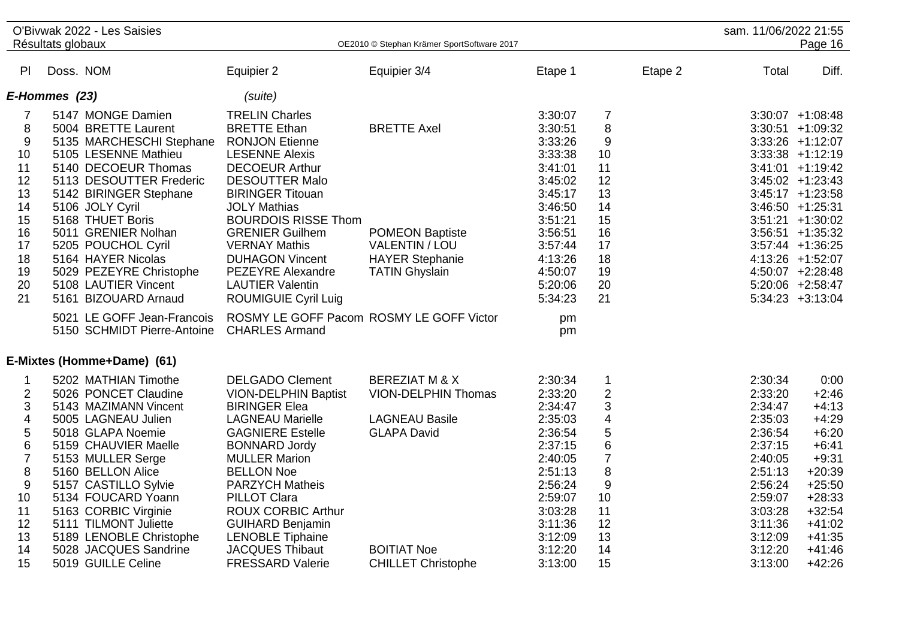| Pl | Doss. | NOM | Equipier 2 | Equipier 3/4 | Etape 1 | | Etape 2 | Total | Diff. |
|---|---|---|---|---|---|---|---|---|---|
| ***E-Hommes (23)*** | | | *(suite)* | | | | | | |
| 7 | 5147 | MONGE Damien | TRELIN Charles | | 3:30:07 | 7 | | 3:30:07 | +1:08:48 |
| 8 | 5004 | BRETTE Laurent | BRETTE Ethan | BRETTE Axel | 3:30:51 | 8 | | 3:30:51 | +1:09:32 |
| 9 | 5135 | MARCHESCHI Stephane | RONJON Etienne | | 3:33:26 | 9 | | 3:33:26 | +1:12:07 |
| 10 | 5105 | LESENNE Mathieu | LESENNE Alexis | | 3:33:38 | 10 | | 3:33:38 | +1:12:19 |
| 11 | 5140 | DECOEUR Thomas | DECOEUR Arthur | | 3:41:01 | 11 | | 3:41:01 | +1:19:42 |
| 12 | 5113 | DESOUTTER Frederic | DESOUTTER Malo | | 3:45:02 | 12 | | 3:45:02 | +1:23:43 |
| 13 | 5142 | BIRINGER Stephane | BIRINGER Titouan | | 3:45:17 | 13 | | 3:45:17 | +1:23:58 |
| 14 | 5106 | JOLY Cyril | JOLY Mathias | | 3:46:50 | 14 | | 3:46:50 | +1:25:31 |
| 15 | 5168 | THUET Boris | BOURDOIS RISSE Thom | | 3:51:21 | 15 | | 3:51:21 | +1:30:02 |
| 16 | 5011 | GRENIER Nolhan | GRENIER Guilhem | POMEON Baptiste | 3:56:51 | 16 | | 3:56:51 | +1:35:32 |
| 17 | 5205 | POUCHOL Cyril | VERNAY Mathis | VALENTIN / LOU | 3:57:44 | 17 | | 3:57:44 | +1:36:25 |
| 18 | 5164 | HAYER Nicolas | DUHAGON Vincent | HAYER Stephanie | 4:13:26 | 18 | | 4:13:26 | +1:52:07 |
| 19 | 5029 | PEZEYRE Christophe | PEZEYRE Alexandre | TATIN Ghyslain | 4:50:07 | 19 | | 4:50:07 | +2:28:48 |
| 20 | 5108 | LAUTIER Vincent | LAUTIER Valentin | | 5:20:06 | 20 | | 5:20:06 | +2:58:47 |
| 21 | 5161 | BIZOUARD Arnaud | ROUMIGUIE Cyril Luig | | 5:34:23 | 21 | | 5:34:23 | +3:13:04 |
| | 5021 | LE GOFF Jean-Francois | ROSMY LE GOFF Pacom | ROSMY LE GOFF Victor | pm | | | | |
| | 5150 | SCHMIDT Pierre-Antoine | CHARLES Armand | | pm | | | | |
| **E-Mixtes (Homme+Dame) (61)** | | | | | | | | | |
| 1 | 5202 | MATHIAN Timothe | DELGADO Clement | BEREZIAT M & X | 2:30:34 | 1 | | 2:30:34 | 0:00 |
| 2 | 5026 | PONCET Claudine | VION-DELPHIN Baptist | VION-DELPHIN Thomas | 2:33:20 | 2 | | 2:33:20 | +2:46 |
| 3 | 5143 | MAZIMANN Vincent | BIRINGER Elea | | 2:34:47 | 3 | | 2:34:47 | +4:13 |
| 4 | 5005 | LAGNEAU Julien | LAGNEAU Marielle | LAGNEAU Basile | 2:35:03 | 4 | | 2:35:03 | +4:29 |
| 5 | 5018 | GLAPA Noemie | GAGNIERE Estelle | GLAPA David | 2:36:54 | 5 | | 2:36:54 | +6:20 |
| 6 | 5159 | CHAUVIER Maelle | BONNARD Jordy | | 2:37:15 | 6 | | 2:37:15 | +6:41 |
| 7 | 5153 | MULLER Serge | MULLER Marion | | 2:40:05 | 7 | | 2:40:05 | +9:31 |
| 8 | 5160 | BELLON Alice | BELLON Noe | | 2:51:13 | 8 | | 2:51:13 | +20:39 |
| 9 | 5157 | CASTILLO Sylvie | PARZYCH Matheis | | 2:56:24 | 9 | | 2:56:24 | +25:50 |
| 10 | 5134 | FOUCARD Yoann | PILLOT Clara | | 2:59:07 | 10 | | 2:59:07 | +28:33 |
| 11 | 5163 | CORBIC Virginie | ROUX CORBIC Arthur | | 3:03:28 | 11 | | 3:03:28 | +32:54 |
| 12 | 5111 | TILMONT Juliette | GUIHARD Benjamin | | 3:11:36 | 12 | | 3:11:36 | +41:02 |
| 13 | 5189 | LENOBLE Christophe | LENOBLE Tiphaine | | 3:12:09 | 13 | | 3:12:09 | +41:35 |
| 14 | 5028 | JACQUES Sandrine | JACQUES Thibaut | BOITIAT Noe | 3:12:20 | 14 | | 3:12:20 | +41:46 |
| 15 | 5019 | GUILLE Celine | FRESSARD Valerie | CHILLET Christophe | 3:13:00 | 15 | | 3:13:00 | +42:26 |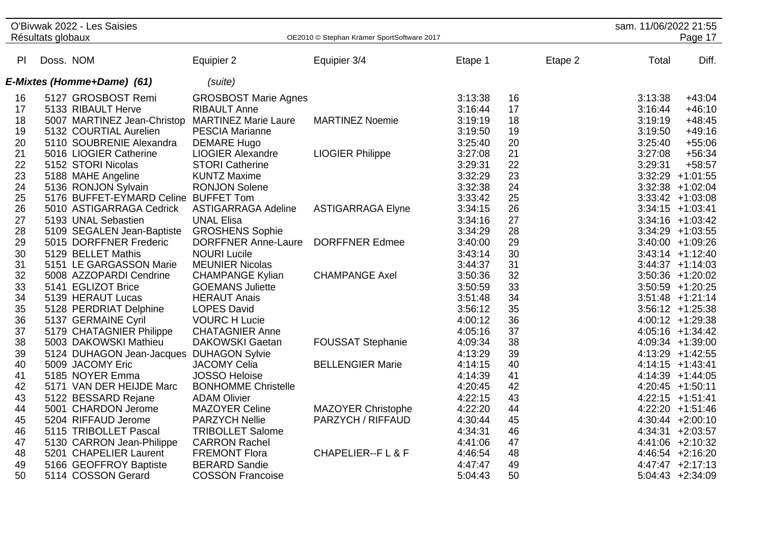| Pl | Doss. | NOM | Equipier 2 | Equipier 3/4 | Etape 1 | | Etape 2 | Total | Diff. |
|---|---|---|---|---|---|---|---|---|---|
| ***E-Mixtes (Homme+Dame) (61)*** | | | *(suite)* | | | | | | |
| 16 | 5127 | GROSBOST Remi | GROSBOST Marie Agnes | | 3:13:38 | 16 | | 3:13:38 | +43:04 |
| 17 | 5133 | RIBAULT Herve | RIBAULT Anne | | 3:16:44 | 17 | | 3:16:44 | +46:10 |
| 18 | 5007 | MARTINEZ Jean-Christop | MARTINEZ Marie Laure | MARTINEZ Noemie | 3:19:19 | 18 | | 3:19:19 | +48:45 |
| 19 | 5132 | COURTIAL Aurelien | PESCIA Marianne | | 3:19:50 | 19 | | 3:19:50 | +49:16 |
| 20 | 5110 | SOUBRENIE Alexandra | DEMARE Hugo | | 3:25:40 | 20 | | 3:25:40 | +55:06 |
| 21 | 5016 | LIOGIER Catherine | LIOGIER Alexandre | LIOGIER Philippe | 3:27:08 | 21 | | 3:27:08 | +56:34 |
| 22 | 5152 | STORI Nicolas | STORI Catherine | | 3:29:31 | 22 | | 3:29:31 | +58:57 |
| 23 | 5188 | MAHE Angeline | KUNTZ Maxime | | 3:32:29 | 23 | | 3:32:29 | +1:01:55 |
| 24 | 5136 | RONJON Sylvain | RONJON Solene | | 3:32:38 | 24 | | 3:32:38 | +1:02:04 |
| 25 | 5176 | BUFFET-EYMARD Celine | BUFFET Tom | | 3:33:42 | 25 | | 3:33:42 | +1:03:08 |
| 26 | 5010 | ASTIGARRAGA Cedrick | ASTIGARRAGA Adeline | ASTIGARRAGA Elyne | 3:34:15 | 26 | | 3:34:15 | +1:03:41 |
| 27 | 5193 | UNAL Sebastien | UNAL Elisa | | 3:34:16 | 27 | | 3:34:16 | +1:03:42 |
| 28 | 5109 | SEGALEN Jean-Baptiste | GROSHENS Sophie | | 3:34:29 | 28 | | 3:34:29 | +1:03:55 |
| 29 | 5015 | DORFFNER Frederic | DORFFNER Anne-Laure | DORFFNER Edmee | 3:40:00 | 29 | | 3:40:00 | +1:09:26 |
| 30 | 5129 | BELLET Mathis | NOURI Lucile | | 3:43:14 | 30 | | 3:43:14 | +1:12:40 |
| 31 | 5151 | LE GARGASSON Marie | MEUNIER Nicolas | | 3:44:37 | 31 | | 3:44:37 | +1:14:03 |
| 32 | 5008 | AZZOPARDI Cendrine | CHAMPANGE Kylian | CHAMPANGE Axel | 3:50:36 | 32 | | 3:50:36 | +1:20:02 |
| 33 | 5141 | EGLIZOT Brice | GOEMANS Juliette | | 3:50:59 | 33 | | 3:50:59 | +1:20:25 |
| 34 | 5139 | HERAUT Lucas | HERAUT Anais | | 3:51:48 | 34 | | 3:51:48 | +1:21:14 |
| 35 | 5128 | PERDRIAT Delphine | LOPES David | | 3:56:12 | 35 | | 3:56:12 | +1:25:38 |
| 36 | 5137 | GERMAINE Cyril | VOURC H Lucie | | 4:00:12 | 36 | | 4:00:12 | +1:29:38 |
| 37 | 5179 | CHATAGNIER Philippe | CHATAGNIER Anne | | 4:05:16 | 37 | | 4:05:16 | +1:34:42 |
| 38 | 5003 | DAKOWSKI Mathieu | DAKOWSKI Gaetan | FOUSSAT Stephanie | 4:09:34 | 38 | | 4:09:34 | +1:39:00 |
| 39 | 5124 | DUHAGON Jean-Jacques | DUHAGON Sylvie | | 4:13:29 | 39 | | 4:13:29 | +1:42:55 |
| 40 | 5009 | JACOMY Eric | JACOMY Celia | BELLENGIER Marie | 4:14:15 | 40 | | 4:14:15 | +1:43:41 |
| 41 | 5185 | NOYER Emma | JOSSO Heloise | | 4:14:39 | 41 | | 4:14:39 | +1:44:05 |
| 42 | 5171 | VAN DER HEIJDE Marc | BONHOMME Christelle | | 4:20:45 | 42 | | 4:20:45 | +1:50:11 |
| 43 | 5122 | BESSARD Rejane | ADAM Olivier | | 4:22:15 | 43 | | 4:22:15 | +1:51:41 |
| 44 | 5001 | CHARDON Jerome | MAZOYER Celine | MAZOYER Christophe | 4:22:20 | 44 | | 4:22:20 | +1:51:46 |
| 45 | 5204 | RIFFAUD Jerome | PARZYCH Nellie | PARZYCH / RIFFAUD | 4:30:44 | 45 | | 4:30:44 | +2:00:10 |
| 46 | 5115 | TRIBOLLET Pascal | TRIBOLLET Salome | | 4:34:31 | 46 | | 4:34:31 | +2:03:57 |
| 47 | 5130 | CARRON Jean-Philippe | CARRON Rachel | | 4:41:06 | 47 | | 4:41:06 | +2:10:32 |
| 48 | 5201 | CHAPELIER Laurent | FREMONT Flora | CHAPELIER--F L & F | 4:46:54 | 48 | | 4:46:54 | +2:16:20 |
| 49 | 5166 | GEOFFROY Baptiste | BERARD Sandie | | 4:47:47 | 49 | | 4:47:47 | +2:17:13 |
| 50 | 5114 | COSSON Gerard | COSSON Francoise | | 5:04:43 | 50 | | 5:04:43 | +2:34:09 |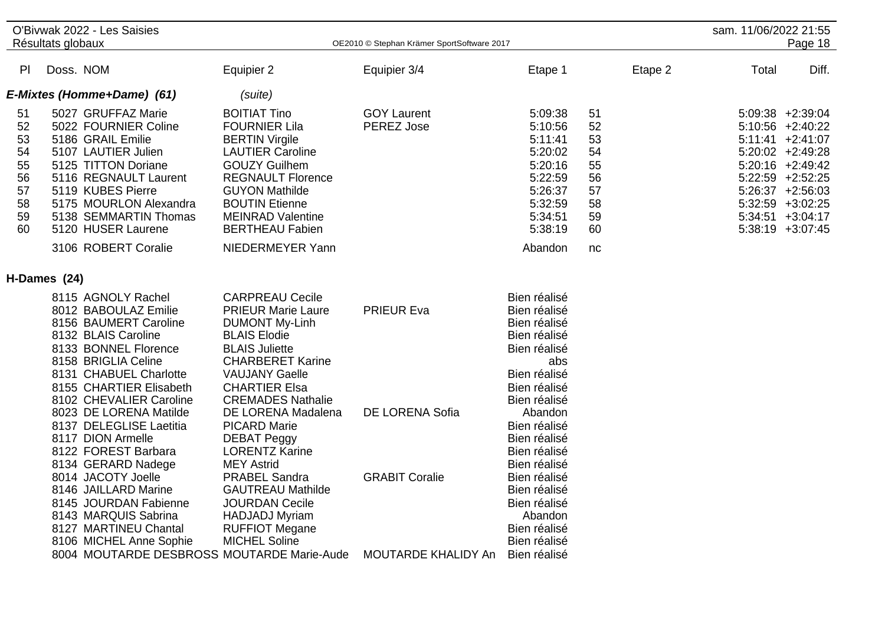| Pl | Doss. | NOM | Equipier 2 | Equipier 3/4 | Etape 1 | | Etape 2 | Total | Diff. |
|---|---|---|---|---|---|---|---|---|---|
| ***E-Mixtes (Homme+Dame) (61)*** | | | *(suite)* | | | | | | |
| 51 | 5027 | GRUFFAZ Marie | BOITIAT Tino | GOY Laurent | 5:09:38 | 51 | | 5:09:38 | +2:39:04 |
| 52 | 5022 | FOURNIER Coline | FOURNIER Lila | PEREZ Jose | 5:10:56 | 52 | | 5:10:56 | +2:40:22 |
| 53 | 5186 | GRAIL Emilie | BERTIN Virgile | | 5:11:41 | 53 | | 5:11:41 | +2:41:07 |
| 54 | 5107 | LAUTIER Julien | LAUTIER Caroline | | 5:20:02 | 54 | | 5:20:02 | +2:49:28 |
| 55 | 5125 | TITTON Doriane | GOUZY Guilhem | | 5:20:16 | 55 | | 5:20:16 | +2:49:42 |
| 56 | 5116 | REGNAULT Laurent | REGNAULT Florence | | 5:22:59 | 56 | | 5:22:59 | +2:52:25 |
| 57 | 5119 | KUBES Pierre | GUYON Mathilde | | 5:26:37 | 57 | | 5:26:37 | +2:56:03 |
| 58 | 5175 | MOURLON Alexandra | BOUTIN Etienne | | 5:32:59 | 58 | | 5:32:59 | +3:02:25 |
| 59 | 5138 | SEMMARTIN Thomas | MEINRAD Valentine | | 5:34:51 | 59 | | 5:34:51 | +3:04:17 |
| 60 | 5120 | HUSER Laurene | BERTHEAU Fabien | | 5:38:19 | 60 | | 5:38:19 | +3:07:45 |
| | 3106 | ROBERT Coralie | NIEDERMEYER Yann | | Abandon | nc | | | |
| **H-Dames (24)** | | | | | | | | | |
| | 8115 | AGNOLY Rachel | CARPREAU Cecile | | Bien réalisé | | | | |
| | 8012 | BABOULAZ Emilie | PRIEUR Marie Laure | PRIEUR Eva | Bien réalisé | | | | |
| | 8156 | BAUMERT Caroline | DUMONT My-Linh | | Bien réalisé | | | | |
| | 8132 | BLAIS Caroline | BLAIS Elodie | | Bien réalisé | | | | |
| | 8133 | BONNEL Florence | BLAIS Juliette | | Bien réalisé | | | | |
| | 8158 | BRIGLIA Celine | CHARBERET Karine | | abs | | | | |
| | 8131 | CHABUEL Charlotte | VAUJANY Gaelle | | Bien réalisé | | | | |
| | 8155 | CHARTIER Elisabeth | CHARTIER Elsa | | Bien réalisé | | | | |
| | 8102 | CHEVALIER Caroline | CREMADES Nathalie | | Bien réalisé | | | | |
| | 8023 | DE LORENA Matilde | DE LORENA Madalena | DE LORENA Sofia | Abandon | | | | |
| | 8137 | DELEGLISE Laetitia | PICARD Marie | | Bien réalisé | | | | |
| | 8117 | DION Armelle | DEBAT Peggy | | Bien réalisé | | | | |
| | 8122 | FOREST Barbara | LORENTZ Karine | | Bien réalisé | | | | |
| | 8134 | GERARD Nadege | MEY Astrid | | Bien réalisé | | | | |
| | 8014 | JACOTY Joelle | PRABEL Sandra | GRABIT Coralie | Bien réalisé | | | | |
| | 8146 | JAILLARD Marine | GAUTREAU Mathilde | | Bien réalisé | | | | |
| | 8145 | JOURDAN Fabienne | JOURDAN Cecile | | Bien réalisé | | | | |
| | 8143 | MARQUIS Sabrina | HADJADJ Myriam | | Abandon | | | | |
| | 8127 | MARTINEU Chantal | RUFFIOT Megane | | Bien réalisé | | | | |
| | 8106 | MICHEL Anne Sophie | MICHEL Soline | | Bien réalisé | | | | |
| | 8004 | MOUTARDE DESBROSS | MOUTARDE Marie-Aude | MOUTARDE KHALIDY An | Bien réalisé | | | | |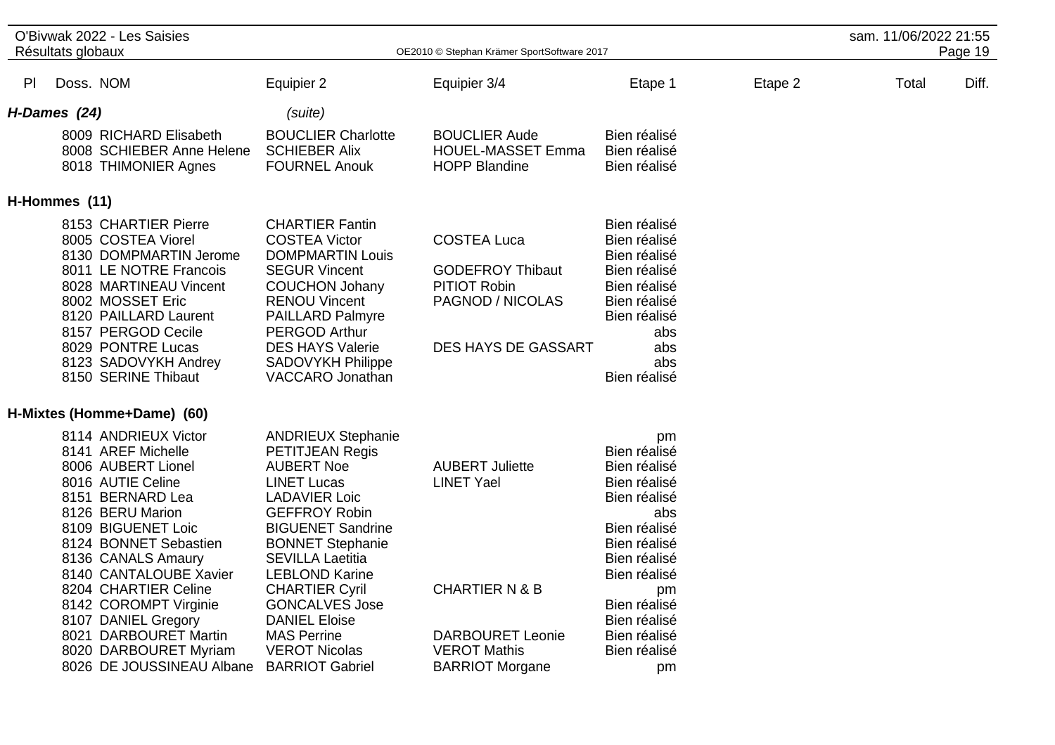| Pl | Doss. | NOM | Equipier 2 | Equipier 3/4 | Etape 1 | Etape 2 | Total | Diff. |
|---|---|---|---|---|---|---|---|---|
| ***H-Dames (24)*** | | | *(suite)* | | | | | |
| | 8009 | RICHARD Elisabeth | BOUCLIER Charlotte | BOUCLIER Aude | Bien réalisé | | | |
| | 8008 | SCHIEBER Anne Helene | SCHIEBER Alix | HOUEL-MASSET Emma | Bien réalisé | | | |
| | 8018 | THIMONIER Agnes | FOURNEL Anouk | HOPP Blandine | Bien réalisé | | | |
| **H-Hommes (11)** | | | | | | | | |
| | 8153 | CHARTIER Pierre | CHARTIER Fantin | | Bien réalisé | | | |
| | 8005 | COSTEA Viorel | COSTEA Victor | COSTEA Luca | Bien réalisé | | | |
| | 8130 | DOMPMARTIN Jerome | DOMPMARTIN Louis | | Bien réalisé | | | |
| | 8011 | LE NOTRE Francois | SEGUR Vincent | GODEFROY Thibaut | Bien réalisé | | | |
| | 8028 | MARTINEAU Vincent | COUCHON Johany | PITIOT Robin | Bien réalisé | | | |
| | 8002 | MOSSET Eric | RENOU Vincent | PAGNOD / NICOLAS | Bien réalisé | | | |
| | 8120 | PAILLARD Laurent | PAILLARD Palmyre | | Bien réalisé | | | |
| | 8157 | PERGOD Cecile | PERGOD Arthur | | abs | | | |
| | 8029 | PONTRE Lucas | DES HAYS Valerie | DES HAYS DE GASSART | abs | | | |
| | 8123 | SADOVYKH Andrey | SADOVYKH Philippe | | abs | | | |
| | 8150 | SERINE Thibaut | VACCARO Jonathan | | Bien réalisé | | | |
| **H-Mixtes (Homme+Dame) (60)** | | | | | | | | |
| | 8114 | ANDRIEUX Victor | ANDRIEUX Stephanie | | pm | | | |
| | 8141 | AREF Michelle | PETITJEAN Regis | | Bien réalisé | | | |
| | 8006 | AUBERT Lionel | AUBERT Noe | AUBERT Juliette | Bien réalisé | | | |
| | 8016 | AUTIE Celine | LINET Lucas | LINET Yael | Bien réalisé | | | |
| | 8151 | BERNARD Lea | LADAVIER Loic | | Bien réalisé | | | |
| | 8126 | BERU Marion | GEFFROY Robin | | abs | | | |
| | 8109 | BIGUENET Loic | BIGUENET Sandrine | | Bien réalisé | | | |
| | 8124 | BONNET Sebastien | BONNET Stephanie | | Bien réalisé | | | |
| | 8136 | CANALS Amaury | SEVILLA Laetitia | | Bien réalisé | | | |
| | 8140 | CANTALOUBE Xavier | LEBLOND Karine | | Bien réalisé | | | |
| | 8204 | CHARTIER Celine | CHARTIER Cyril | CHARTIER N & B | pm | | | |
| | 8142 | COROMPT Virginie | GONCALVES Jose | | Bien réalisé | | | |
| | 8107 | DANIEL Gregory | DANIEL Eloise | | Bien réalisé | | | |
| | 8021 | DARBOURET Martin | MAS Perrine | DARBOURET Leonie | Bien réalisé | | | |
| | 8020 | DARBOURET Myriam | VEROT Nicolas | VEROT Mathis | Bien réalisé | | | |
| | 8026 | DE JOUSSINEAU Albane | BARRIOT Gabriel | BARRIOT Morgane | pm | | | |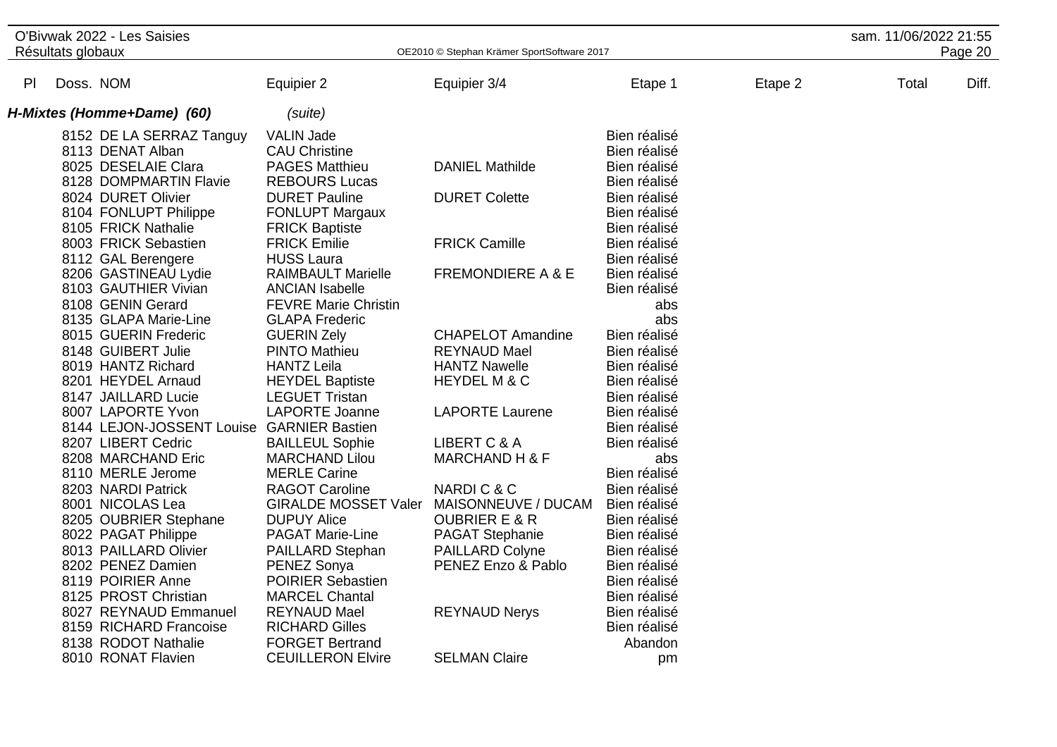| Pl | Doss. | NOM | Equipier 2 | Equipier 3/4 | Etape 1 | Etape 2 | Total | Diff. |
|---|---|---|---|---|---|---|---|---|
| **H-Mixtes (Homme+Dame) (60)** | | | *(suite)* | | | | | |
| | 8152 | DE LA SERRAZ Tanguy | VALIN Jade | | Bien réalisé | | | |
| | 8113 | DENAT Alban | CAU Christine | | Bien réalisé | | | |
| | 8025 | DESELAIE Clara | PAGES Matthieu | DANIEL Mathilde | Bien réalisé | | | |
| | 8128 | DOMPMARTIN Flavie | REBOURS Lucas | | Bien réalisé | | | |
| | 8024 | DURET Olivier | DURET Pauline | DURET Colette | Bien réalisé | | | |
| | 8104 | FONLUPT Philippe | FONLUPT Margaux | | Bien réalisé | | | |
| | 8105 | FRICK Nathalie | FRICK Baptiste | | Bien réalisé | | | |
| | 8003 | FRICK Sebastien | FRICK Emilie | FRICK Camille | Bien réalisé | | | |
| | 8112 | GAL Berengere | HUSS Laura | | Bien réalisé | | | |
| | 8206 | GASTINEAU Lydie | RAIMBAULT Marielle | FREMONDIERE A & E | Bien réalisé | | | |
| | 8103 | GAUTHIER Vivian | ANCIAN Isabelle | | Bien réalisé | | | |
| | 8108 | GENIN Gerard | FEVRE Marie Christin | | abs | | | |
| | 8135 | GLAPA Marie-Line | GLAPA Frederic | | abs | | | |
| | 8015 | GUERIN Frederic | GUERIN Zely | CHAPELOT Amandine | Bien réalisé | | | |
| | 8148 | GUIBERT Julie | PINTO Mathieu | REYNAUD Mael | Bien réalisé | | | |
| | 8019 | HANTZ Richard | HANTZ Leila | HANTZ Nawelle | Bien réalisé | | | |
| | 8201 | HEYDEL Arnaud | HEYDEL Baptiste | HEYDEL M & C | Bien réalisé | | | |
| | 8147 | JAILLARD Lucie | LEGUET Tristan | | Bien réalisé | | | |
| | 8007 | LAPORTE Yvon | LAPORTE Joanne | LAPORTE Laurene | Bien réalisé | | | |
| | 8144 | LEJON-JOSSENT Louise | GARNIER Bastien | | Bien réalisé | | | |
| | 8207 | LIBERT Cedric | BAILLEUL Sophie | LIBERT C & A | Bien réalisé | | | |
| | 8208 | MARCHAND Eric | MARCHAND Lilou | MARCHAND H & F | abs | | | |
| | 8110 | MERLE Jerome | MERLE Carine | | Bien réalisé | | | |
| | 8203 | NARDI Patrick | RAGOT Caroline | NARDI C & C | Bien réalisé | | | |
| | 8001 | NICOLAS Lea | GIRALDE MOSSET Valer | MAISONNEUVE / DUCAM | Bien réalisé | | | |
| | 8205 | OUBRIER Stephane | DUPUY Alice | OUBRIER E & R | Bien réalisé | | | |
| | 8022 | PAGAT Philippe | PAGAT Marie-Line | PAGAT Stephanie | Bien réalisé | | | |
| | 8013 | PAILLARD Olivier | PAILLARD Stephan | PAILLARD Colyne | Bien réalisé | | | |
| | 8202 | PENEZ Damien | PENEZ Sonya | PENEZ Enzo & Pablo | Bien réalisé | | | |
| | 8119 | POIRIER Anne | POIRIER Sebastien | | Bien réalisé | | | |
| | 8125 | PROST Christian | MARCEL Chantal | | Bien réalisé | | | |
| | 8027 | REYNAUD Emmanuel | REYNAUD Mael | REYNAUD Nerys | Bien réalisé | | | |
| | 8159 | RICHARD Francoise | RICHARD Gilles | | Bien réalisé | | | |
| | 8138 | RODOT Nathalie | FORGET Bertrand | | Abandon | | | |
| | 8010 | RONAT Flavien | CEUILLERON Elvire | SELMAN Claire | pm | | | |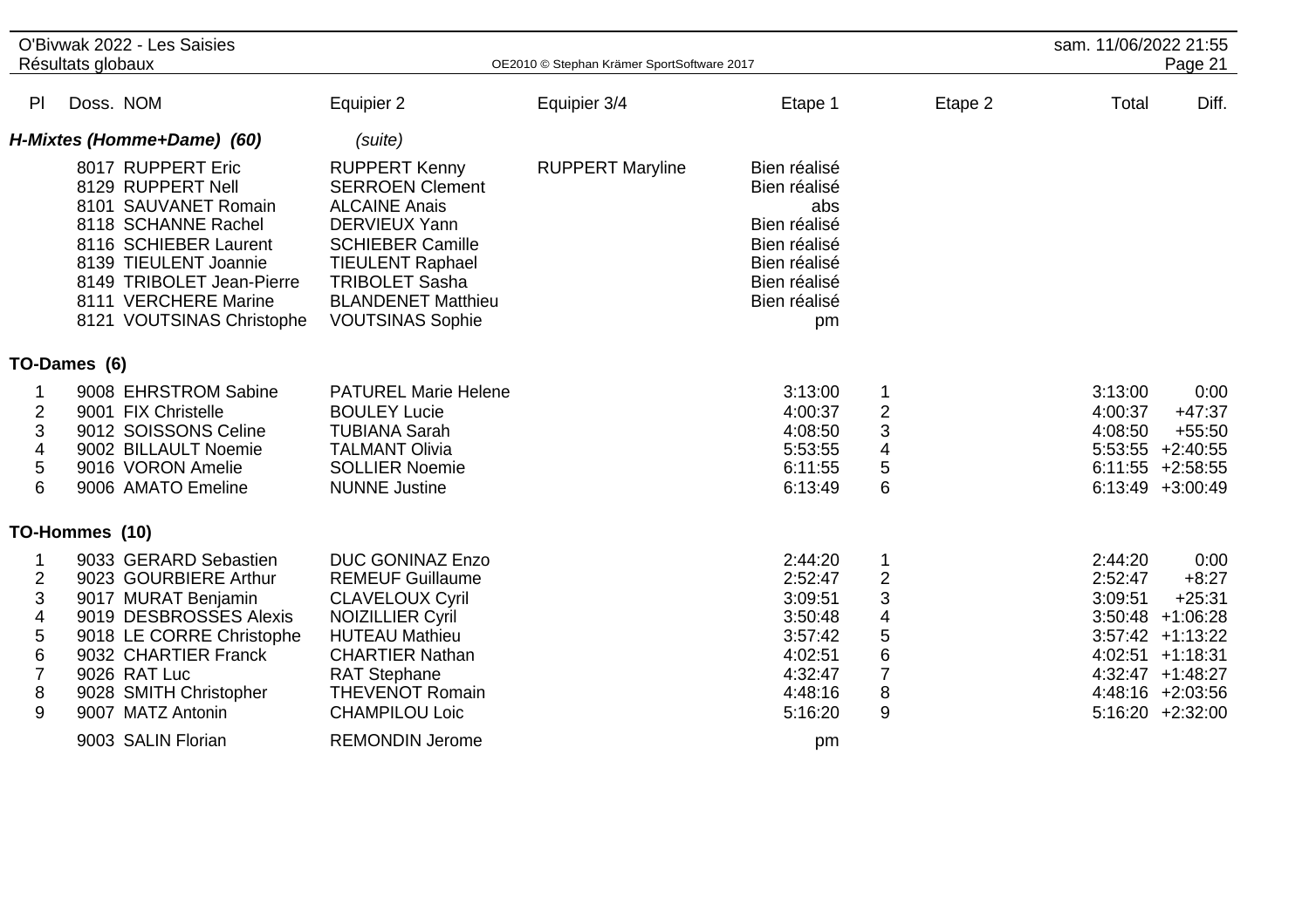| Pl | Doss. | NOM | Equipier 2 | Equipier 3/4 | Etape 1 | | Etape 2 | Total | Diff. |
|---|---|---|---|---|---|---|---|---|---|
| ***H-Mixtes (Homme+Dame) (60)*** | | | *(suite)* | | | | | | |
| | 8017 | RUPPERT Eric | RUPPERT Kenny | RUPPERT Maryline | Bien réalisé | | | | |
| | 8129 | RUPPERT Nell | SERROEN Clement | | Bien réalisé | | | | |
| | 8101 | SAUVANET Romain | ALCAINE Anais | | abs | | | | |
| | 8118 | SCHANNE Rachel | DERVIEUX Yann | | Bien réalisé | | | | |
| | 8116 | SCHIEBER Laurent | SCHIEBER Camille | | Bien réalisé | | | | |
| | 8139 | TIEULENT Joannie | TIEULENT Raphael | | Bien réalisé | | | | |
| | 8149 | TRIBOLET Jean-Pierre | TRIBOLET Sasha | | Bien réalisé | | | | |
| | 8111 | VERCHERE Marine | BLANDENET Matthieu | | Bien réalisé | | | | |
| | 8121 | VOUTSINAS Christophe | VOUTSINAS Sophie | | pm | | | | |
| **TO-Dames (6)** | | | | | | | | | |
| 1 | 9008 | EHRSTROM Sabine | PATUREL Marie Helene | | 3:13:00 | 1 | | 3:13:00 | 0:00 |
| 2 | 9001 | FIX Christelle | BOULEY Lucie | | 4:00:37 | 2 | | 4:00:37 | +47:37 |
| 3 | 9012 | SOISSONS Celine | TUBIANA Sarah | | 4:08:50 | 3 | | 4:08:50 | +55:50 |
| 4 | 9002 | BILLAULT Noemie | TALMANT Olivia | | 5:53:55 | 4 | | 5:53:55 | +2:40:55 |
| 5 | 9016 | VORON Amelie | SOLLIER Noemie | | 6:11:55 | 5 | | 6:11:55 | +2:58:55 |
| 6 | 9006 | AMATO Emeline | NUNNE Justine | | 6:13:49 | 6 | | 6:13:49 | +3:00:49 |
| **TO-Hommes (10)** | | | | | | | | | |
| 1 | 9033 | GERARD Sebastien | DUC GONINAZ Enzo | | 2:44:20 | 1 | | 2:44:20 | 0:00 |
| 2 | 9023 | GOURBIERE Arthur | REMEUF Guillaume | | 2:52:47 | 2 | | 2:52:47 | +8:27 |
| 3 | 9017 | MURAT Benjamin | CLAVELOUX Cyril | | 3:09:51 | 3 | | 3:09:51 | +25:31 |
| 4 | 9019 | DESBROSSES Alexis | NOIZILLIER Cyril | | 3:50:48 | 4 | | 3:50:48 | +1:06:28 |
| 5 | 9018 | LE CORRE Christophe | HUTEAU Mathieu | | 3:57:42 | 5 | | 3:57:42 | +1:13:22 |
| 6 | 9032 | CHARTIER Franck | CHARTIER Nathan | | 4:02:51 | 6 | | 4:02:51 | +1:18:31 |
| 7 | 9026 | RAT Luc | RAT Stephane | | 4:32:47 | 7 | | 4:32:47 | +1:48:27 |
| 8 | 9028 | SMITH Christopher | THEVENOT Romain | | 4:48:16 | 8 | | 4:48:16 | +2:03:56 |
| 9 | 9007 | MATZ Antonin | CHAMPILOU Loic | | 5:16:20 | 9 | | 5:16:20 | +2:32:00 |
| | 9003 | SALIN Florian | REMONDIN Jerome | | pm | | | | |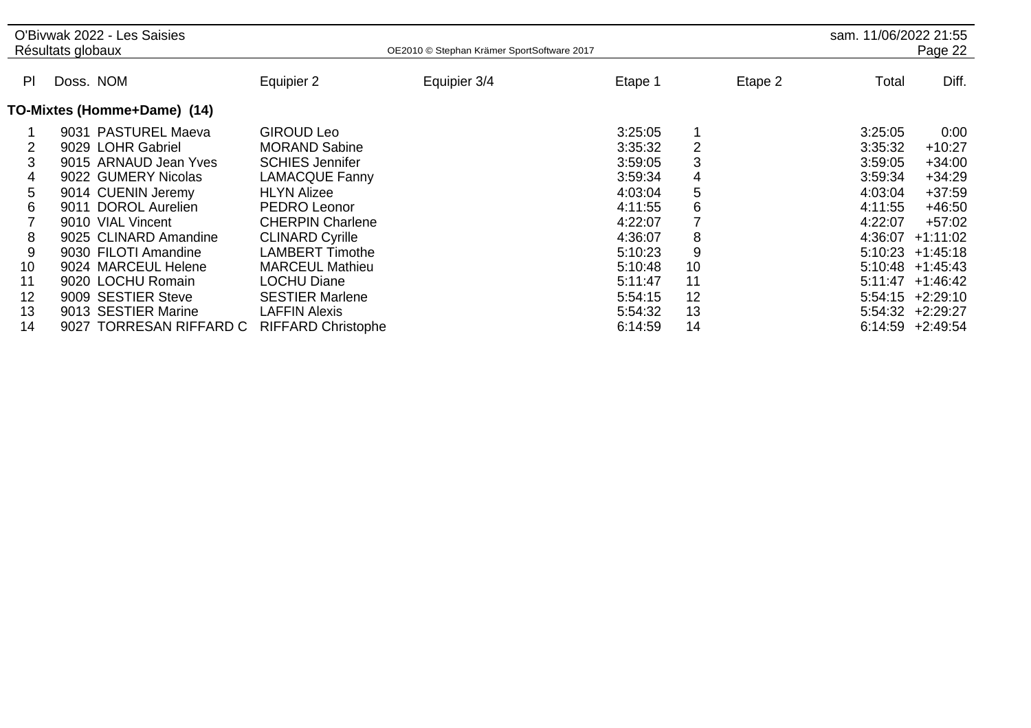O'Bivwak 2022 - Les Saisies

Résultats globaux

OE2010 © Stephan Krämer SportSoftware 2017

sam. 11/06/2022 21:55

## TO-Mixtes (Homme+Dame) (14)

| Pl | Doss. | NOM | Equipier 2 | Equipier 3/4 | Etape 1 | | Etape 2 | Total | Diff. |
|---|---|---|---|---|---|---|---|---|---|
| 1 | 9031 | PASTUREL Maeva | GIROUD Leo | | 3:25:05 | 1 | | 3:25:05 | 0:00 |
| 2 | 9029 | LOHR Gabriel | MORAND Sabine | | 3:35:32 | 2 | | 3:35:32 | +10:27 |
| 3 | 9015 | ARNAUD Jean Yves | SCHIES Jennifer | | 3:59:05 | 3 | | 3:59:05 | +34:00 |
| 4 | 9022 | GUMERY Nicolas | LAMACQUE Fanny | | 3:59:34 | 4 | | 3:59:34 | +34:29 |
| 5 | 9014 | CUENIN Jeremy | HLYN Alizee | | 4:03:04 | 5 | | 4:03:04 | +37:59 |
| 6 | 9011 | DOROL Aurelien | PEDRO Leonor | | 4:11:55 | 6 | | 4:11:55 | +46:50 |
| 7 | 9010 | VIAL Vincent | CHERPIN Charlene | | 4:22:07 | 7 | | 4:22:07 | +57:02 |
| 8 | 9025 | CLINARD Amandine | CLINARD Cyrille | | 4:36:07 | 8 | | 4:36:07 | +1:11:02 |
| 9 | 9030 | FILOTI Amandine | LAMBERT Timothe | | 5:10:23 | 9 | | 5:10:23 | +1:45:18 |
| 10 | 9024 | MARCEUL Helene | MARCEUL Mathieu | | 5:10:48 | 10 | | 5:10:48 | +1:45:43 |
| 11 | 9020 | LOCHU Romain | LOCHU Diane | | 5:11:47 | 11 | | 5:11:47 | +1:46:42 |
| 12 | 9009 | SESTIER Steve | SESTIER Marlene | | 5:54:15 | 12 | | 5:54:15 | +2:29:10 |
| 13 | 9013 | SESTIER Marine | LAFFIN Alexis | | 5:54:32 | 13 | | 5:54:32 | +2:29:27 |
| 14 | 9027 | TORRESAN RIFFARD C | RIFFARD Christophe | | 6:14:59 | 14 | | 6:14:59 | +2:49:54 |